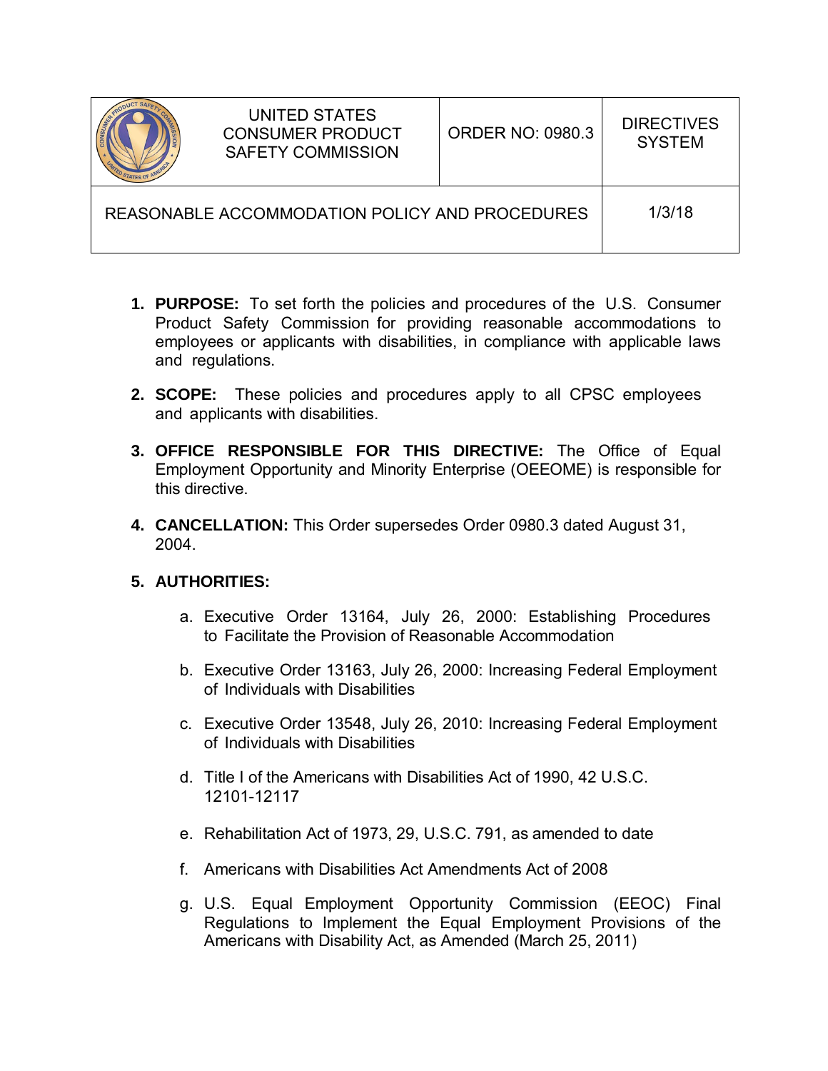| | UNITED STATES CONSUMER PRODUCT SAFETY COMMISSION | ORDER NO: 0980.3 | DIRECTIVES SYSTEM |
|---|---|---|---|
| REASONABLE ACCOMMODATION POLICY AND PROCEDURES | | | 1/3/18 |

1. **PURPOSE:** To set forth the policies and procedures of the U.S. Consumer Product Safety Commission for providing reasonable accommodations to employees or applicants with disabilities, in compliance with applicable laws and regulations.

2. **SCOPE:** These policies and procedures apply to all CPSC employees and applicants with disabilities.

3. **OFFICE RESPONSIBLE FOR THIS DIRECTIVE:** The Office of Equal Employment Opportunity and Minority Enterprise (OEEOME) is responsible for this directive.

4. **CANCELLATION:** This Order supersedes Order 0980.3 dated August 31, 2004.

5. **AUTHORITIES:**

   a. Executive Order 13164, July 26, 2000: Establishing Procedures to Facilitate the Provision of Reasonable Accommodation

   b. Executive Order 13163, July 26, 2000: Increasing Federal Employment of Individuals with Disabilities

   c. Executive Order 13548, July 26, 2010: Increasing Federal Employment of Individuals with Disabilities

   d. Title I of the Americans with Disabilities Act of 1990, 42 U.S.C. 12101-12117

   e. Rehabilitation Act of 1973, 29, U.S.C. 791, as amended to date

   f. Americans with Disabilities Act Amendments Act of 2008

   g. U.S. Equal Employment Opportunity Commission (EEOC) Final Regulations to Implement the Equal Employment Provisions of the Americans with Disability Act, as Amended (March 25, 2011)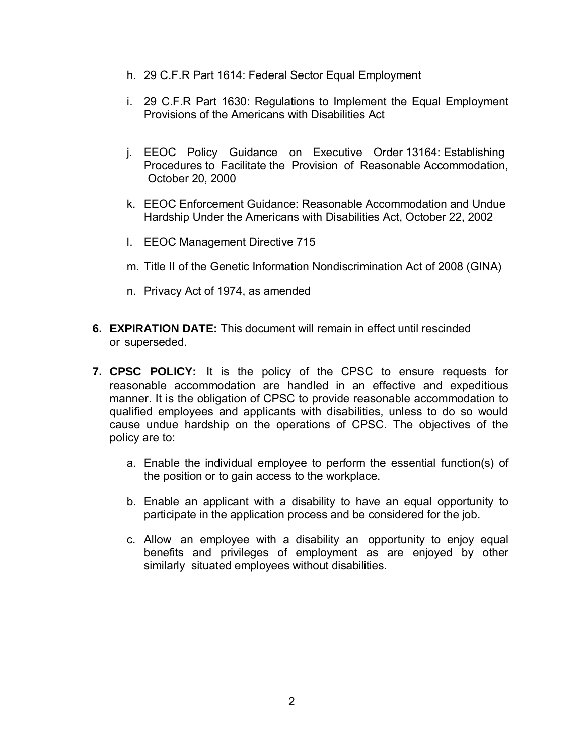h. 29 C.F.R Part 1614: Federal Sector Equal Employment

i. 29 C.F.R Part 1630: Regulations to Implement the Equal Employment Provisions of the Americans with Disabilities Act

j. EEOC Policy Guidance on Executive Order 13164: Establishing Procedures to Facilitate the Provision of Reasonable Accommodation, October 20, 2000

k. EEOC Enforcement Guidance: Reasonable Accommodation and Undue Hardship Under the Americans with Disabilities Act, October 22, 2002

l. EEOC Management Directive 715

m. Title II of the Genetic Information Nondiscrimination Act of 2008 (GINA)

n. Privacy Act of 1974, as amended

**6. EXPIRATION DATE:** This document will remain in effect until rescinded or superseded.

**7. CPSC POLICY:** It is the policy of the CPSC to ensure requests for reasonable accommodation are handled in an effective and expeditious manner. It is the obligation of CPSC to provide reasonable accommodation to qualified employees and applicants with disabilities, unless to do so would cause undue hardship on the operations of CPSC. The objectives of the policy are to:

a. Enable the individual employee to perform the essential function(s) of the position or to gain access to the workplace.

b. Enable an applicant with a disability to have an equal opportunity to participate in the application process and be considered for the job.

c. Allow an employee with a disability an opportunity to enjoy equal benefits and privileges of employment as are enjoyed by other similarly situated employees without disabilities.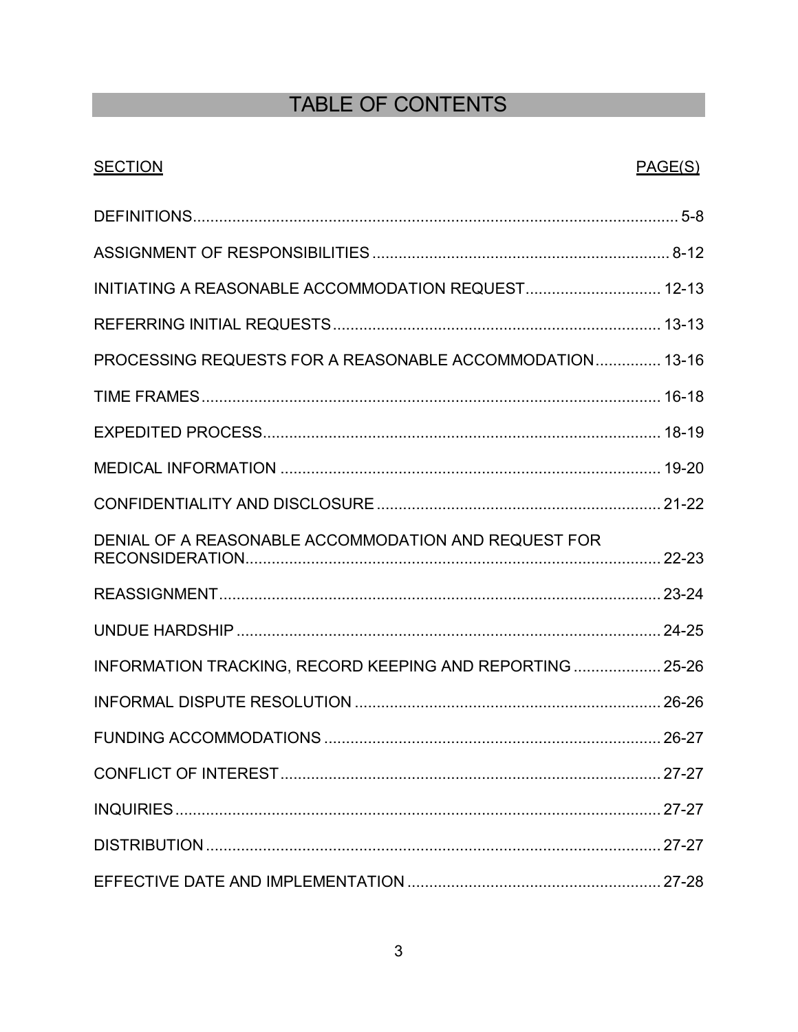# TABLE OF CONTENTS

| SECTION | PAGE(S) |
|---|---|
| DEFINITIONS | 5-8 |
| ASSIGNMENT OF RESPONSIBILITIES | 8-12 |
| INITIATING A REASONABLE ACCOMMODATION REQUEST | 12-13 |
| REFERRING INITIAL REQUESTS | 13-13 |
| PROCESSING REQUESTS FOR A REASONABLE ACCOMMODATION | 13-16 |
| TIME FRAMES | 16-18 |
| EXPEDITED PROCESS | 18-19 |
| MEDICAL INFORMATION | 19-20 |
| CONFIDENTIALITY AND DISCLOSURE | 21-22 |
| DENIAL OF A REASONABLE ACCOMMODATION AND REQUEST FOR RECONSIDERATION | 22-23 |
| REASSIGNMENT | 23-24 |
| UNDUE HARDSHIP | 24-25 |
| INFORMATION TRACKING, RECORD KEEPING AND REPORTING | 25-26 |
| INFORMAL DISPUTE RESOLUTION | 26-26 |
| FUNDING ACCOMMODATIONS | 26-27 |
| CONFLICT OF INTEREST | 27-27 |
| INQUIRIES | 27-27 |
| DISTRIBUTION | 27-27 |
| EFFECTIVE DATE AND IMPLEMENTATION | 27-28 |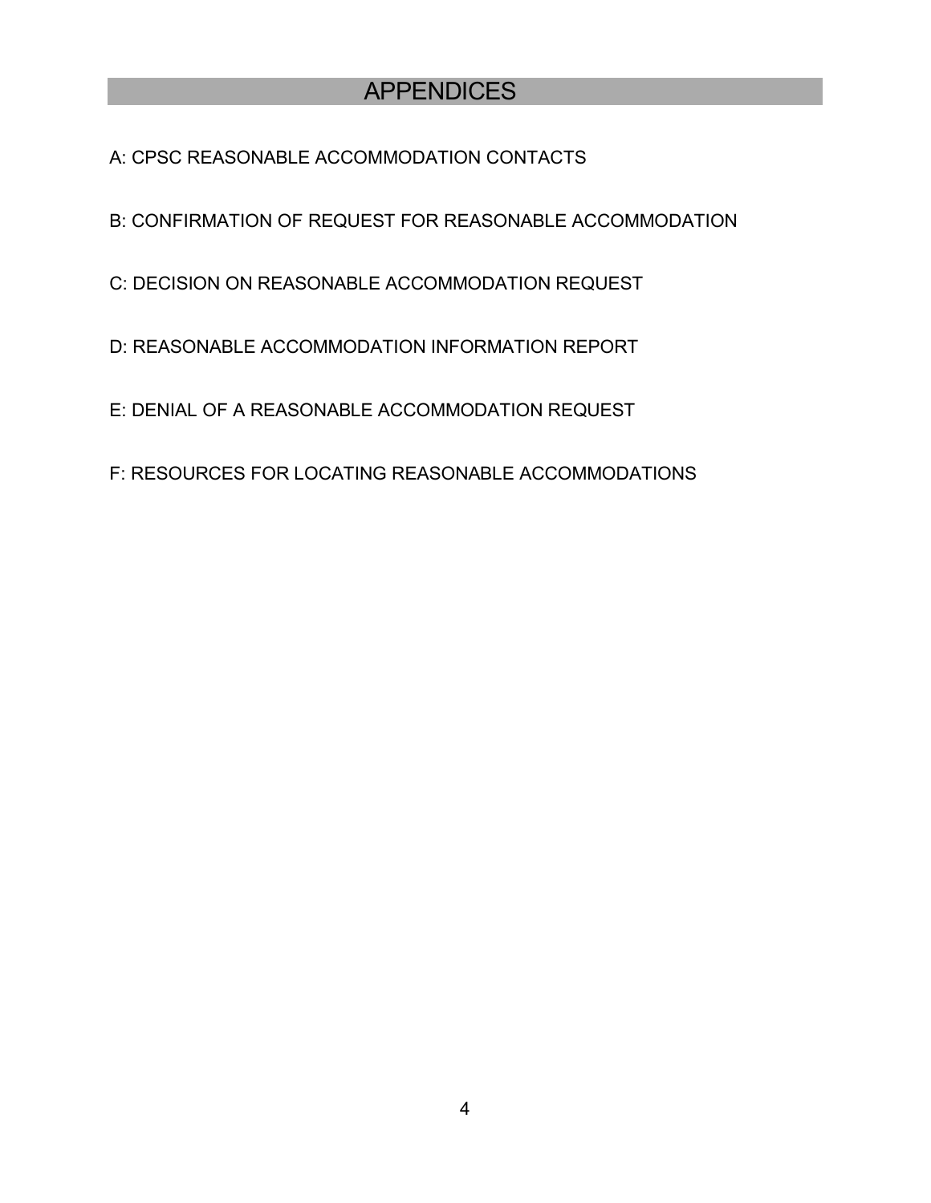# APPENDICES

A: CPSC REASONABLE ACCOMMODATION CONTACTS

B: CONFIRMATION OF REQUEST FOR REASONABLE ACCOMMODATION

C: DECISION ON REASONABLE ACCOMMODATION REQUEST

D: REASONABLE ACCOMMODATION INFORMATION REPORT

E: DENIAL OF A REASONABLE ACCOMMODATION REQUEST

F: RESOURCES FOR LOCATING REASONABLE ACCOMMODATIONS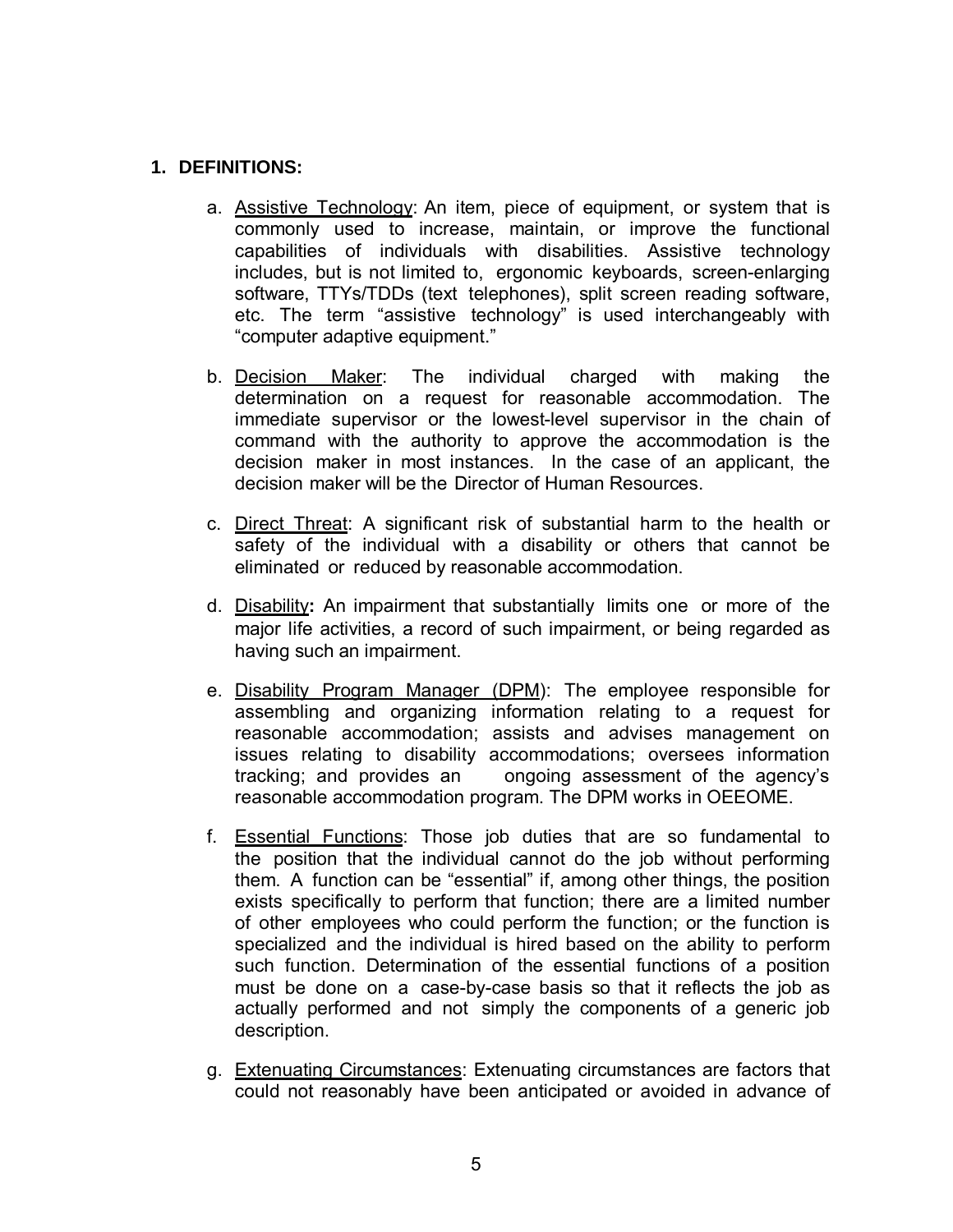## 1. DEFINITIONS:

a. Assistive Technology: An item, piece of equipment, or system that is commonly used to increase, maintain, or improve the functional capabilities of individuals with disabilities. Assistive technology includes, but is not limited to, ergonomic keyboards, screen-enlarging software, TTYs/TDDs (text telephones), split screen reading software, etc. The term "assistive technology" is used interchangeably with "computer adaptive equipment."

b. Decision Maker: The individual charged with making the determination on a request for reasonable accommodation. The immediate supervisor or the lowest-level supervisor in the chain of command with the authority to approve the accommodation is the decision maker in most instances. In the case of an applicant, the decision maker will be the Director of Human Resources.

c. Direct Threat: A significant risk of substantial harm to the health or safety of the individual with a disability or others that cannot be eliminated or reduced by reasonable accommodation.

d. Disability**:** An impairment that substantially limits one or more of the major life activities, a record of such impairment, or being regarded as having such an impairment.

e. Disability Program Manager (DPM): The employee responsible for assembling and organizing information relating to a request for reasonable accommodation; assists and advises management on issues relating to disability accommodations; oversees information tracking; and provides an ongoing assessment of the agency's reasonable accommodation program. The DPM works in OEEOME.

f. Essential Functions: Those job duties that are so fundamental to the position that the individual cannot do the job without performing them. A function can be "essential" if, among other things, the position exists specifically to perform that function; there are a limited number of other employees who could perform the function; or the function is specialized and the individual is hired based on the ability to perform such function. Determination of the essential functions of a position must be done on a case-by-case basis so that it reflects the job as actually performed and not simply the components of a generic job description.

g. Extenuating Circumstances: Extenuating circumstances are factors that could not reasonably have been anticipated or avoided in advance of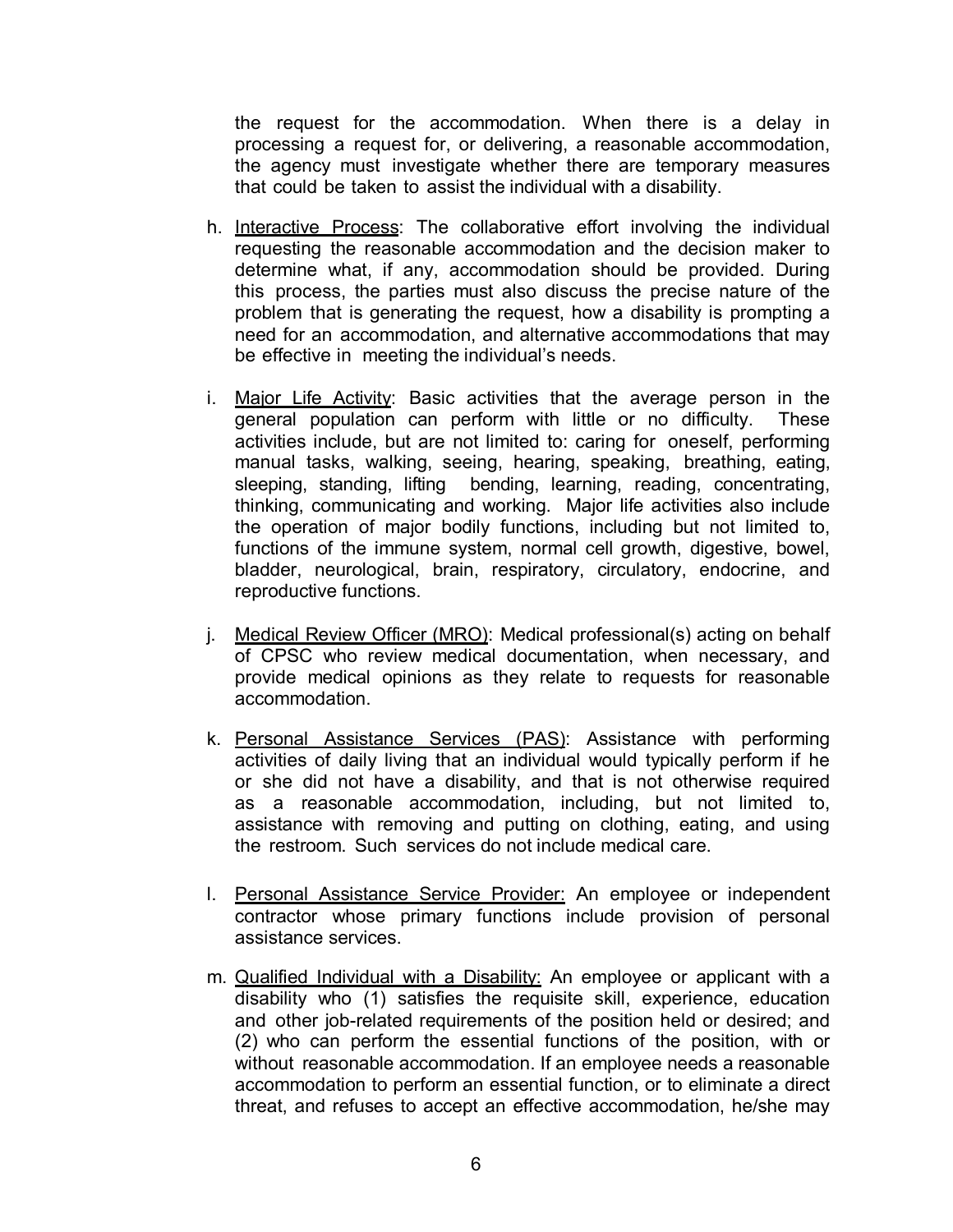the request for the accommodation. When there is a delay in processing a request for, or delivering, a reasonable accommodation, the agency must investigate whether there are temporary measures that could be taken to assist the individual with a disability.

h. Interactive Process: The collaborative effort involving the individual requesting the reasonable accommodation and the decision maker to determine what, if any, accommodation should be provided. During this process, the parties must also discuss the precise nature of the problem that is generating the request, how a disability is prompting a need for an accommodation, and alternative accommodations that may be effective in meeting the individual's needs.

i. Major Life Activity: Basic activities that the average person in the general population can perform with little or no difficulty. These activities include, but are not limited to: caring for oneself, performing manual tasks, walking, seeing, hearing, speaking, breathing, eating, sleeping, standing, lifting bending, learning, reading, concentrating, thinking, communicating and working. Major life activities also include the operation of major bodily functions, including but not limited to, functions of the immune system, normal cell growth, digestive, bowel, bladder, neurological, brain, respiratory, circulatory, endocrine, and reproductive functions.

j. Medical Review Officer (MRO): Medical professional(s) acting on behalf of CPSC who review medical documentation, when necessary, and provide medical opinions as they relate to requests for reasonable accommodation.

k. Personal Assistance Services (PAS): Assistance with performing activities of daily living that an individual would typically perform if he or she did not have a disability, and that is not otherwise required as a reasonable accommodation, including, but not limited to, assistance with removing and putting on clothing, eating, and using the restroom. Such services do not include medical care.

l. Personal Assistance Service Provider: An employee or independent contractor whose primary functions include provision of personal assistance services.

m. Qualified Individual with a Disability: An employee or applicant with a disability who (1) satisfies the requisite skill, experience, education and other job-related requirements of the position held or desired; and (2) who can perform the essential functions of the position, with or without reasonable accommodation. If an employee needs a reasonable accommodation to perform an essential function, or to eliminate a direct threat, and refuses to accept an effective accommodation, he/she may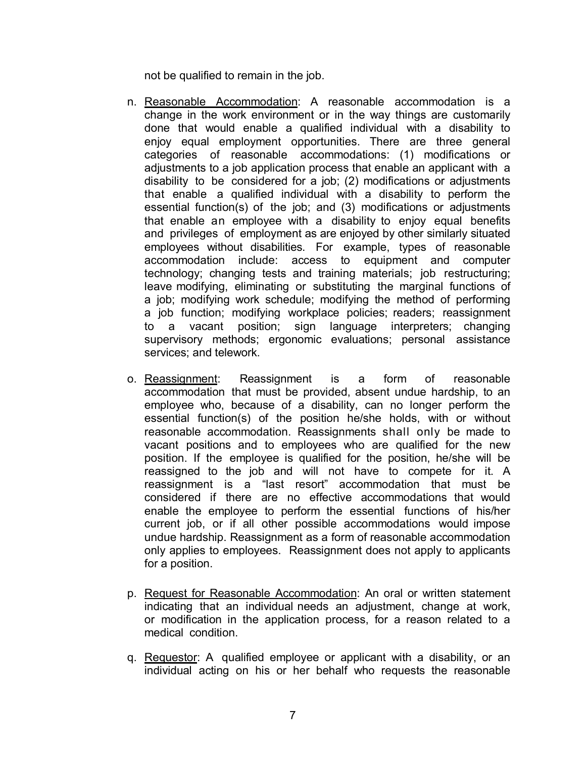not be qualified to remain in the job.

n. <u>Reasonable Accommodation</u>: A reasonable accommodation is a change in the work environment or in the way things are customarily done that would enable a qualified individual with a disability to enjoy equal employment opportunities. There are three general categories of reasonable accommodations: (1) modifications or adjustments to a job application process that enable an applicant with a disability to be considered for a job; (2) modifications or adjustments that enable a qualified individual with a disability to perform the essential function(s) of the job; and (3) modifications or adjustments that enable an employee with a disability to enjoy equal benefits and privileges of employment as are enjoyed by other similarly situated employees without disabilities. For example, types of reasonable accommodation include: access to equipment and computer technology; changing tests and training materials; job restructuring; leave modifying, eliminating or substituting the marginal functions of a job; modifying work schedule; modifying the method of performing a job function; modifying workplace policies; readers; reassignment to a vacant position; sign language interpreters; changing supervisory methods; ergonomic evaluations; personal assistance services; and telework.

o. <u>Reassignment</u>: Reassignment is a form of reasonable accommodation that must be provided, absent undue hardship, to an employee who, because of a disability, can no longer perform the essential function(s) of the position he/she holds, with or without reasonable accommodation. Reassignments shall only be made to vacant positions and to employees who are qualified for the new position. If the employee is qualified for the position, he/she will be reassigned to the job and will not have to compete for it. A reassignment is a "last resort" accommodation that must be considered if there are no effective accommodations that would enable the employee to perform the essential functions of his/her current job, or if all other possible accommodations would impose undue hardship. Reassignment as a form of reasonable accommodation only applies to employees. Reassignment does not apply to applicants for a position.

p. <u>Request for Reasonable Accommodation</u>: An oral or written statement indicating that an individual needs an adjustment, change at work, or modification in the application process, for a reason related to a medical condition.

q. <u>Requestor</u>: A qualified employee or applicant with a disability, or an individual acting on his or her behalf who requests the reasonable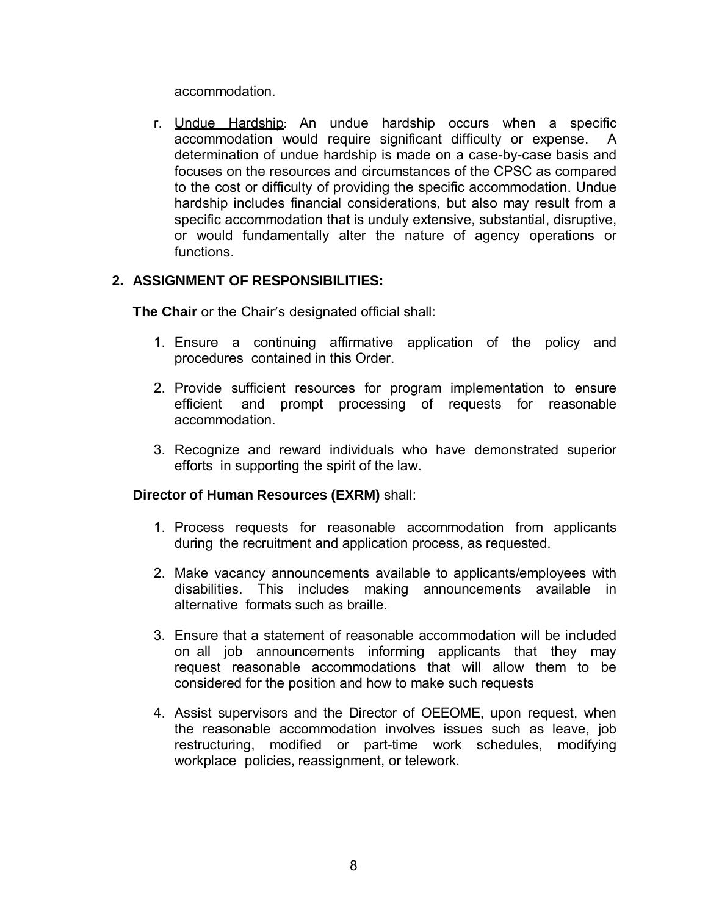accommodation.

r. Undue Hardship: An undue hardship occurs when a specific accommodation would require significant difficulty or expense. A determination of undue hardship is made on a case-by-case basis and focuses on the resources and circumstances of the CPSC as compared to the cost or difficulty of providing the specific accommodation. Undue hardship includes financial considerations, but also may result from a specific accommodation that is unduly extensive, substantial, disruptive, or would fundamentally alter the nature of agency operations or functions.

## 2. ASSIGNMENT OF RESPONSIBILITIES:

**The Chair** or the Chair's designated official shall:

1. Ensure a continuing affirmative application of the policy and procedures contained in this Order.
2. Provide sufficient resources for program implementation to ensure efficient and prompt processing of requests for reasonable accommodation.
3. Recognize and reward individuals who have demonstrated superior efforts in supporting the spirit of the law.

**Director of Human Resources (EXRM)** shall:

1. Process requests for reasonable accommodation from applicants during the recruitment and application process, as requested.
2. Make vacancy announcements available to applicants/employees with disabilities. This includes making announcements available in alternative formats such as braille.
3. Ensure that a statement of reasonable accommodation will be included on all job announcements informing applicants that they may request reasonable accommodations that will allow them to be considered for the position and how to make such requests
4. Assist supervisors and the Director of OEEOME, upon request, when the reasonable accommodation involves issues such as leave, job restructuring, modified or part-time work schedules, modifying workplace policies, reassignment, or telework.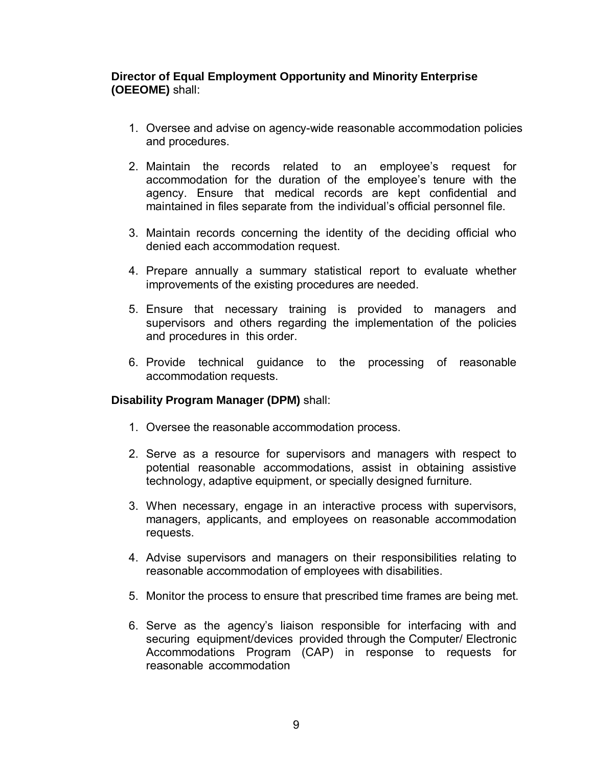**Director of Equal Employment Opportunity and Minority Enterprise (OEEOME)** shall:

1. Oversee and advise on agency-wide reasonable accommodation policies and procedures.
2. Maintain the records related to an employee's request for accommodation for the duration of the employee's tenure with the agency. Ensure that medical records are kept confidential and maintained in files separate from the individual's official personnel file.
3. Maintain records concerning the identity of the deciding official who denied each accommodation request.
4. Prepare annually a summary statistical report to evaluate whether improvements of the existing procedures are needed.
5. Ensure that necessary training is provided to managers and supervisors and others regarding the implementation of the policies and procedures in this order.
6. Provide technical guidance to the processing of reasonable accommodation requests.

**Disability Program Manager (DPM)** shall:

1. Oversee the reasonable accommodation process.
2. Serve as a resource for supervisors and managers with respect to potential reasonable accommodations, assist in obtaining assistive technology, adaptive equipment, or specially designed furniture.
3. When necessary, engage in an interactive process with supervisors, managers, applicants, and employees on reasonable accommodation requests.
4. Advise supervisors and managers on their responsibilities relating to reasonable accommodation of employees with disabilities.
5. Monitor the process to ensure that prescribed time frames are being met.
6. Serve as the agency's liaison responsible for interfacing with and securing equipment/devices provided through the Computer/ Electronic Accommodations Program (CAP) in response to requests for reasonable accommodation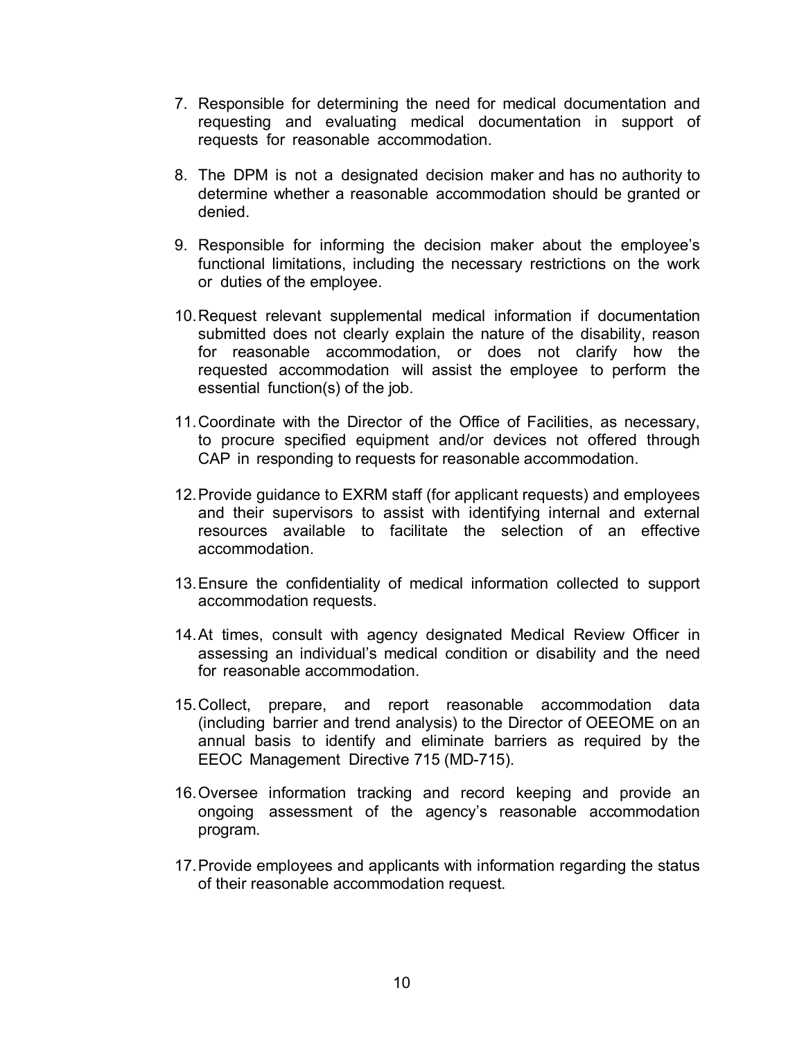7. Responsible for determining the need for medical documentation and requesting and evaluating medical documentation in support of requests for reasonable accommodation.

8. The DPM is not a designated decision maker and has no authority to determine whether a reasonable accommodation should be granted or denied.

9. Responsible for informing the decision maker about the employee's functional limitations, including the necessary restrictions on the work or duties of the employee.

10. Request relevant supplemental medical information if documentation submitted does not clearly explain the nature of the disability, reason for reasonable accommodation, or does not clarify how the requested accommodation will assist the employee to perform the essential function(s) of the job.

11. Coordinate with the Director of the Office of Facilities, as necessary, to procure specified equipment and/or devices not offered through CAP in responding to requests for reasonable accommodation.

12. Provide guidance to EXRM staff (for applicant requests) and employees and their supervisors to assist with identifying internal and external resources available to facilitate the selection of an effective accommodation.

13. Ensure the confidentiality of medical information collected to support accommodation requests.

14. At times, consult with agency designated Medical Review Officer in assessing an individual's medical condition or disability and the need for reasonable accommodation.

15. Collect, prepare, and report reasonable accommodation data (including barrier and trend analysis) to the Director of OEEOME on an annual basis to identify and eliminate barriers as required by the EEOC Management Directive 715 (MD-715).

16. Oversee information tracking and record keeping and provide an ongoing assessment of the agency's reasonable accommodation program.

17. Provide employees and applicants with information regarding the status of their reasonable accommodation request.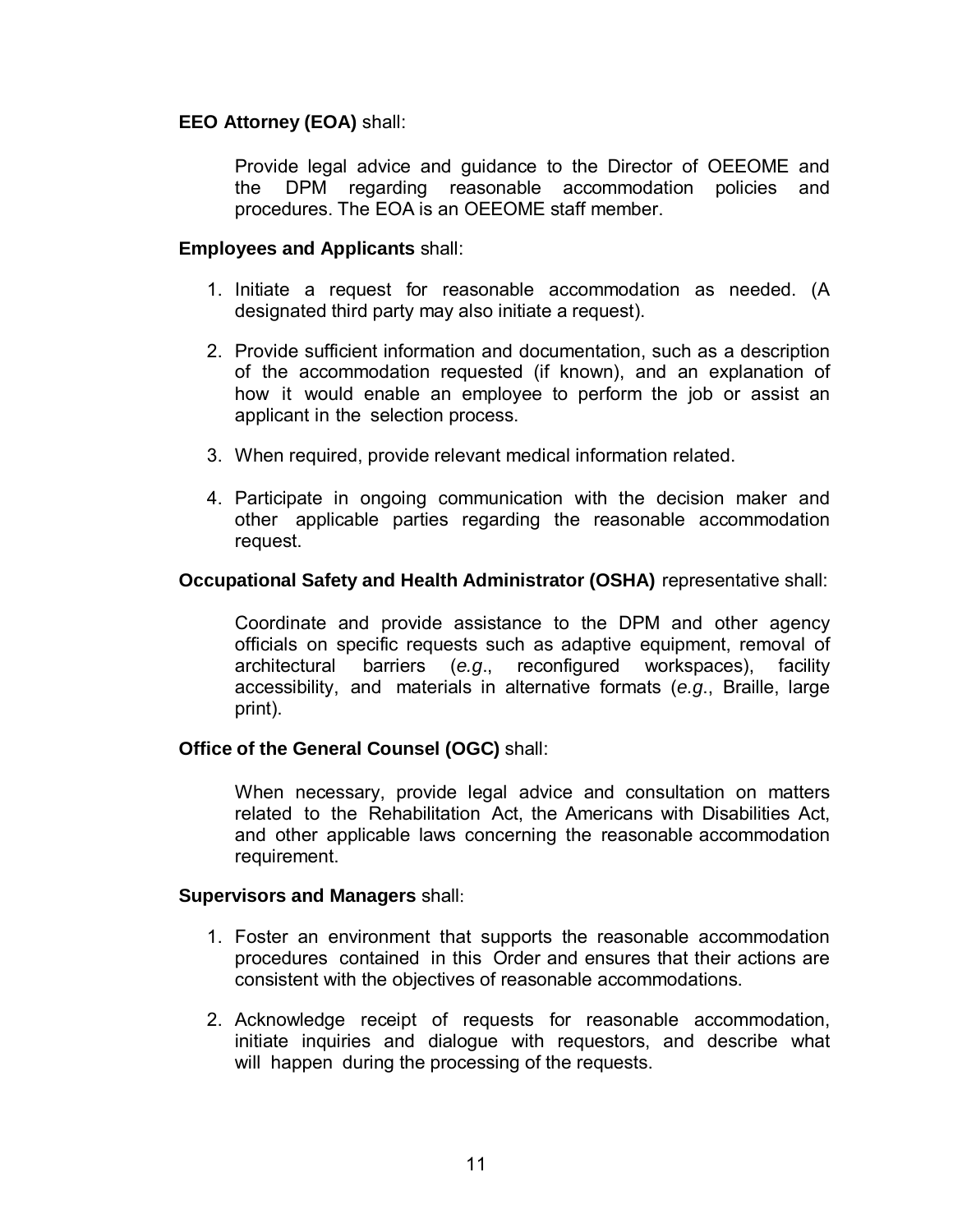**EEO Attorney (EOA)** shall:

Provide legal advice and guidance to the Director of OEEOME and the DPM regarding reasonable accommodation policies and procedures. The EOA is an OEEOME staff member.

**Employees and Applicants** shall:

1. Initiate a request for reasonable accommodation as needed. (A designated third party may also initiate a request).

2. Provide sufficient information and documentation, such as a description of the accommodation requested (if known), and an explanation of how it would enable an employee to perform the job or assist an applicant in the selection process.

3. When required, provide relevant medical information related.

4. Participate in ongoing communication with the decision maker and other applicable parties regarding the reasonable accommodation request.

**Occupational Safety and Health Administrator (OSHA)** representative shall:

Coordinate and provide assistance to the DPM and other agency officials on specific requests such as adaptive equipment, removal of architectural barriers (*e.g*., reconfigured workspaces), facility accessibility, and materials in alternative formats (*e.g*., Braille, large print).

**Office of the General Counsel (OGC)** shall:

When necessary, provide legal advice and consultation on matters related to the Rehabilitation Act, the Americans with Disabilities Act, and other applicable laws concerning the reasonable accommodation requirement.

**Supervisors and Managers** shall:

1. Foster an environment that supports the reasonable accommodation procedures contained in this Order and ensures that their actions are consistent with the objectives of reasonable accommodations.

2. Acknowledge receipt of requests for reasonable accommodation, initiate inquiries and dialogue with requestors, and describe what will happen during the processing of the requests.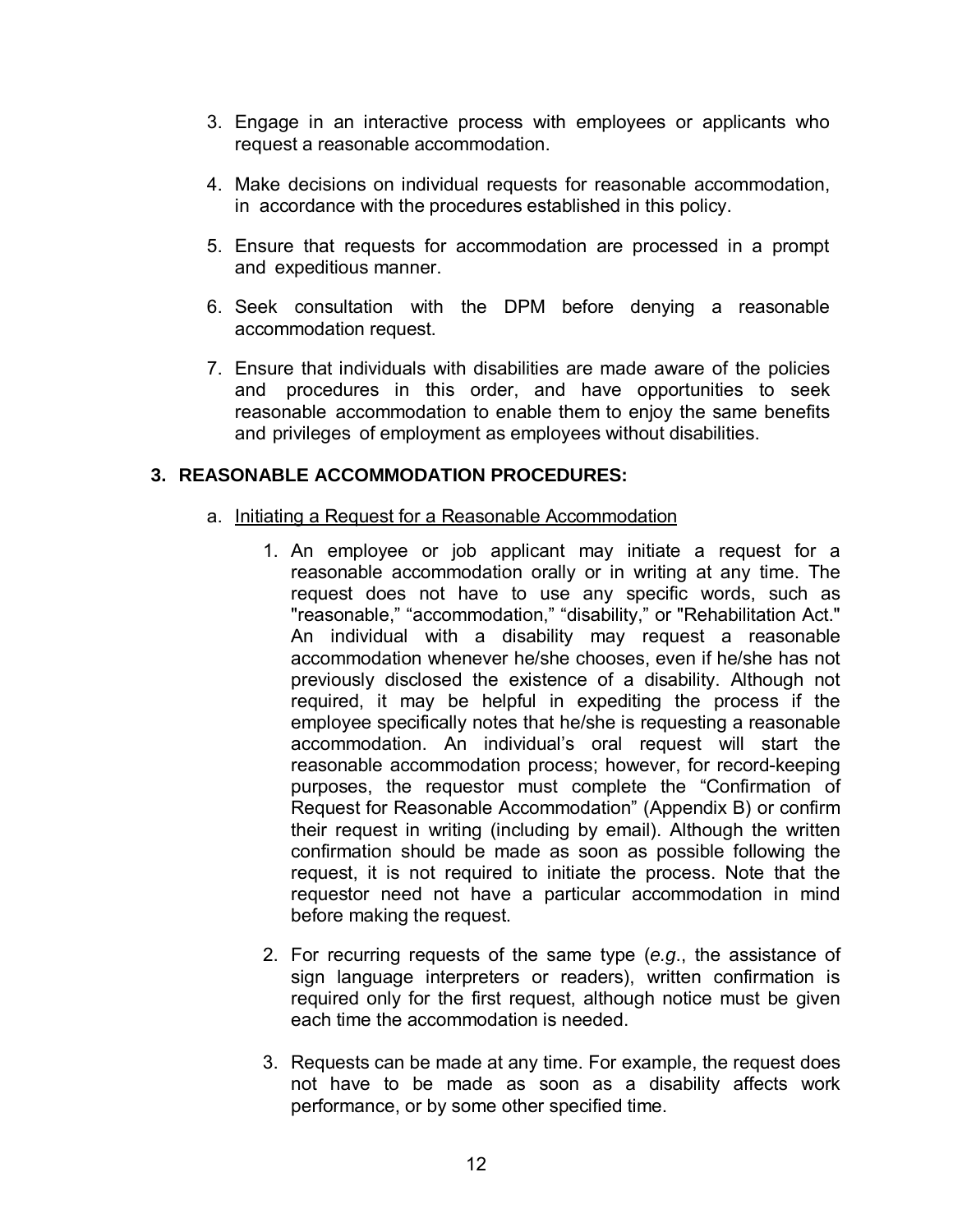3. Engage in an interactive process with employees or applicants who request a reasonable accommodation.

4. Make decisions on individual requests for reasonable accommodation, in accordance with the procedures established in this policy.

5. Ensure that requests for accommodation are processed in a prompt and expeditious manner.

6. Seek consultation with the DPM before denying a reasonable accommodation request.

7. Ensure that individuals with disabilities are made aware of the policies and procedures in this order, and have opportunities to seek reasonable accommodation to enable them to enjoy the same benefits and privileges of employment as employees without disabilities.

### 3. REASONABLE ACCOMMODATION PROCEDURES:

a. Initiating a Request for a Reasonable Accommodation

1. An employee or job applicant may initiate a request for a reasonable accommodation orally or in writing at any time. The request does not have to use any specific words, such as "reasonable," "accommodation," "disability," or "Rehabilitation Act." An individual with a disability may request a reasonable accommodation whenever he/she chooses, even if he/she has not previously disclosed the existence of a disability. Although not required, it may be helpful in expediting the process if the employee specifically notes that he/she is requesting a reasonable accommodation. An individual's oral request will start the reasonable accommodation process; however, for record-keeping purposes, the requestor must complete the "Confirmation of Request for Reasonable Accommodation" (Appendix B) or confirm their request in writing (including by email). Although the written confirmation should be made as soon as possible following the request, it is not required to initiate the process. Note that the requestor need not have a particular accommodation in mind before making the request.

2. For recurring requests of the same type (*e.g.*, the assistance of sign language interpreters or readers), written confirmation is required only for the first request, although notice must be given each time the accommodation is needed.

3. Requests can be made at any time. For example, the request does not have to be made as soon as a disability affects work performance, or by some other specified time.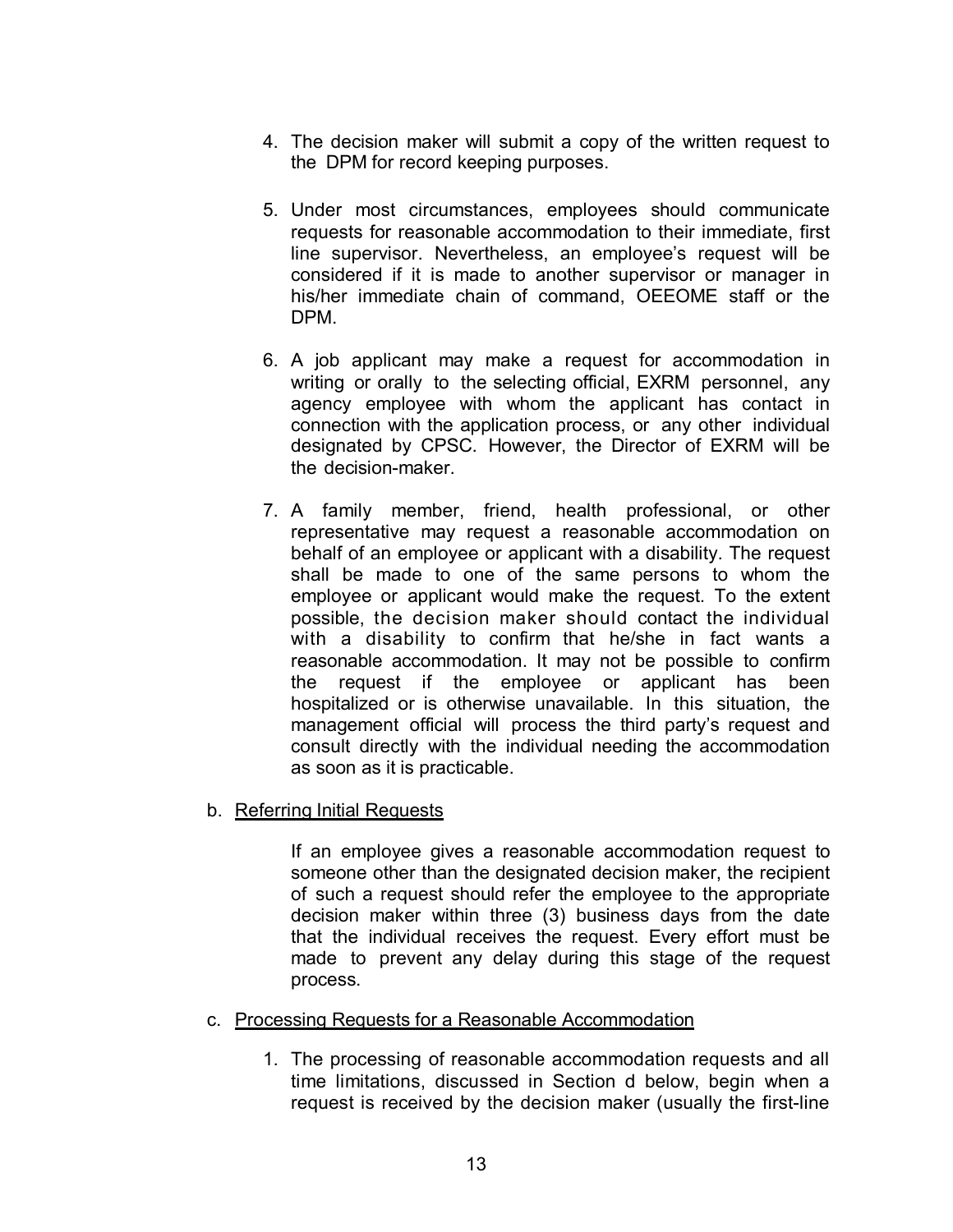4. The decision maker will submit a copy of the written request to the DPM for record keeping purposes.

5. Under most circumstances, employees should communicate requests for reasonable accommodation to their immediate, first line supervisor. Nevertheless, an employee's request will be considered if it is made to another supervisor or manager in his/her immediate chain of command, OEEOME staff or the DPM.

6. A job applicant may make a request for accommodation in writing or orally to the selecting official, EXRM personnel, any agency employee with whom the applicant has contact in connection with the application process, or any other individual designated by CPSC. However, the Director of EXRM will be the decision-maker.

7. A family member, friend, health professional, or other representative may request a reasonable accommodation on behalf of an employee or applicant with a disability. The request shall be made to one of the same persons to whom the employee or applicant would make the request. To the extent possible, the decision maker should contact the individual with a disability to confirm that he/she in fact wants a reasonable accommodation. It may not be possible to confirm the request if the employee or applicant has been hospitalized or is otherwise unavailable. In this situation, the management official will process the third party's request and consult directly with the individual needing the accommodation as soon as it is practicable.

b. <u>Referring Initial Requests</u>

If an employee gives a reasonable accommodation request to someone other than the designated decision maker, the recipient of such a request should refer the employee to the appropriate decision maker within three (3) business days from the date that the individual receives the request. Every effort must be made to prevent any delay during this stage of the request process.

c. <u>Processing Requests for a Reasonable Accommodation</u>

1. The processing of reasonable accommodation requests and all time limitations, discussed in Section d below, begin when a request is received by the decision maker (usually the first-line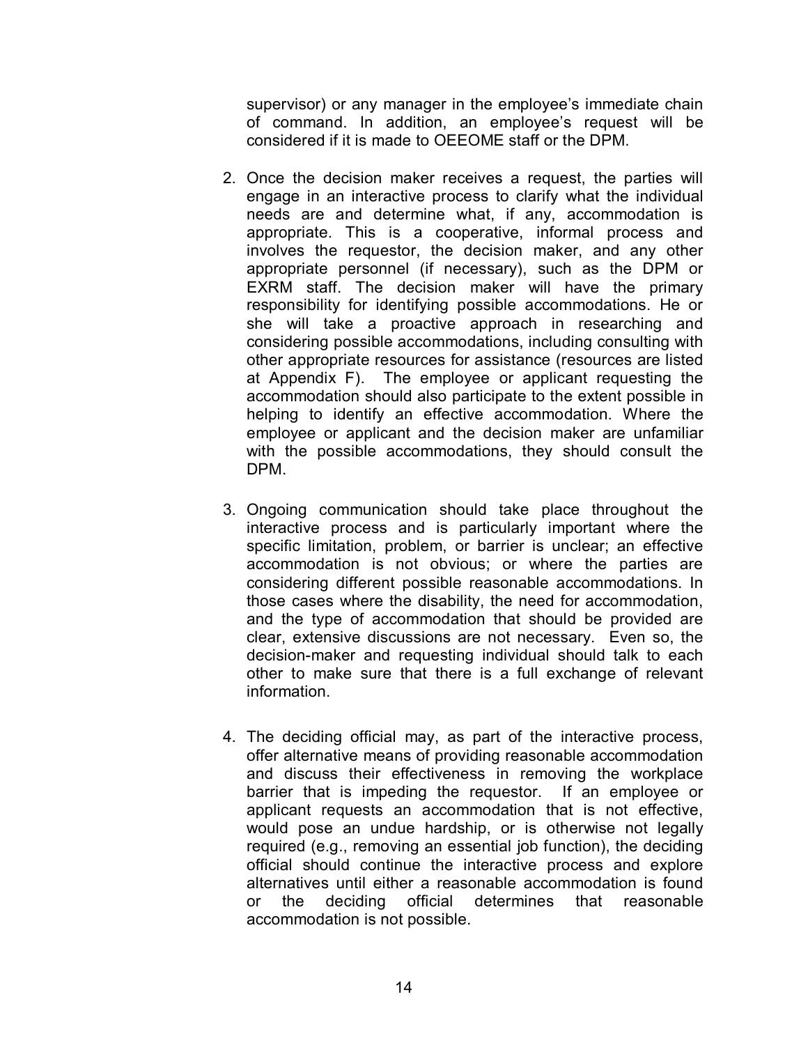supervisor) or any manager in the employee's immediate chain of command. In addition, an employee's request will be considered if it is made to OEEOME staff or the DPM.

2. Once the decision maker receives a request, the parties will engage in an interactive process to clarify what the individual needs are and determine what, if any, accommodation is appropriate. This is a cooperative, informal process and involves the requestor, the decision maker, and any other appropriate personnel (if necessary), such as the DPM or EXRM staff. The decision maker will have the primary responsibility for identifying possible accommodations. He or she will take a proactive approach in researching and considering possible accommodations, including consulting with other appropriate resources for assistance (resources are listed at Appendix F). The employee or applicant requesting the accommodation should also participate to the extent possible in helping to identify an effective accommodation. Where the employee or applicant and the decision maker are unfamiliar with the possible accommodations, they should consult the DPM.

3. Ongoing communication should take place throughout the interactive process and is particularly important where the specific limitation, problem, or barrier is unclear; an effective accommodation is not obvious; or where the parties are considering different possible reasonable accommodations. In those cases where the disability, the need for accommodation, and the type of accommodation that should be provided are clear, extensive discussions are not necessary. Even so, the decision-maker and requesting individual should talk to each other to make sure that there is a full exchange of relevant information.

4. The deciding official may, as part of the interactive process, offer alternative means of providing reasonable accommodation and discuss their effectiveness in removing the workplace barrier that is impeding the requestor. If an employee or applicant requests an accommodation that is not effective, would pose an undue hardship, or is otherwise not legally required (e.g., removing an essential job function), the deciding official should continue the interactive process and explore alternatives until either a reasonable accommodation is found or the deciding official determines that reasonable accommodation is not possible.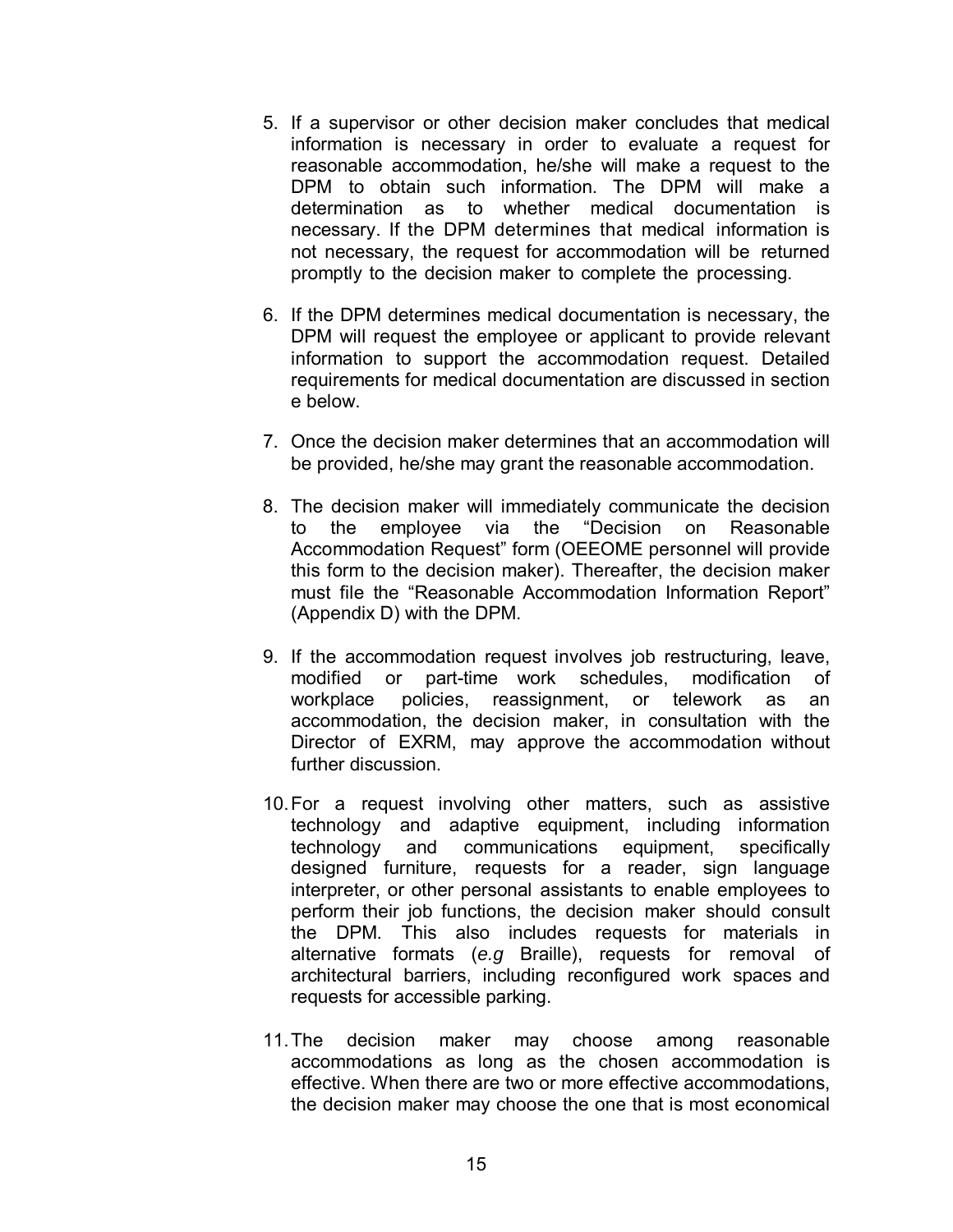5. If a supervisor or other decision maker concludes that medical information is necessary in order to evaluate a request for reasonable accommodation, he/she will make a request to the DPM to obtain such information. The DPM will make a determination as to whether medical documentation is necessary. If the DPM determines that medical information is not necessary, the request for accommodation will be returned promptly to the decision maker to complete the processing.

6. If the DPM determines medical documentation is necessary, the DPM will request the employee or applicant to provide relevant information to support the accommodation request. Detailed requirements for medical documentation are discussed in section e below.

7. Once the decision maker determines that an accommodation will be provided, he/she may grant the reasonable accommodation.

8. The decision maker will immediately communicate the decision to the employee via the "Decision on Reasonable Accommodation Request" form (OEEOME personnel will provide this form to the decision maker). Thereafter, the decision maker must file the "Reasonable Accommodation Information Report" (Appendix D) with the DPM.

9. If the accommodation request involves job restructuring, leave, modified or part-time work schedules, modification of workplace policies, reassignment, or telework as an accommodation, the decision maker, in consultation with the Director of EXRM, may approve the accommodation without further discussion.

10. For a request involving other matters, such as assistive technology and adaptive equipment, including information technology and communications equipment, specifically designed furniture, requests for a reader, sign language interpreter, or other personal assistants to enable employees to perform their job functions, the decision maker should consult the DPM. This also includes requests for materials in alternative formats (*e.g* Braille), requests for removal of architectural barriers, including reconfigured work spaces and requests for accessible parking.

11. The decision maker may choose among reasonable accommodations as long as the chosen accommodation is effective. When there are two or more effective accommodations, the decision maker may choose the one that is most economical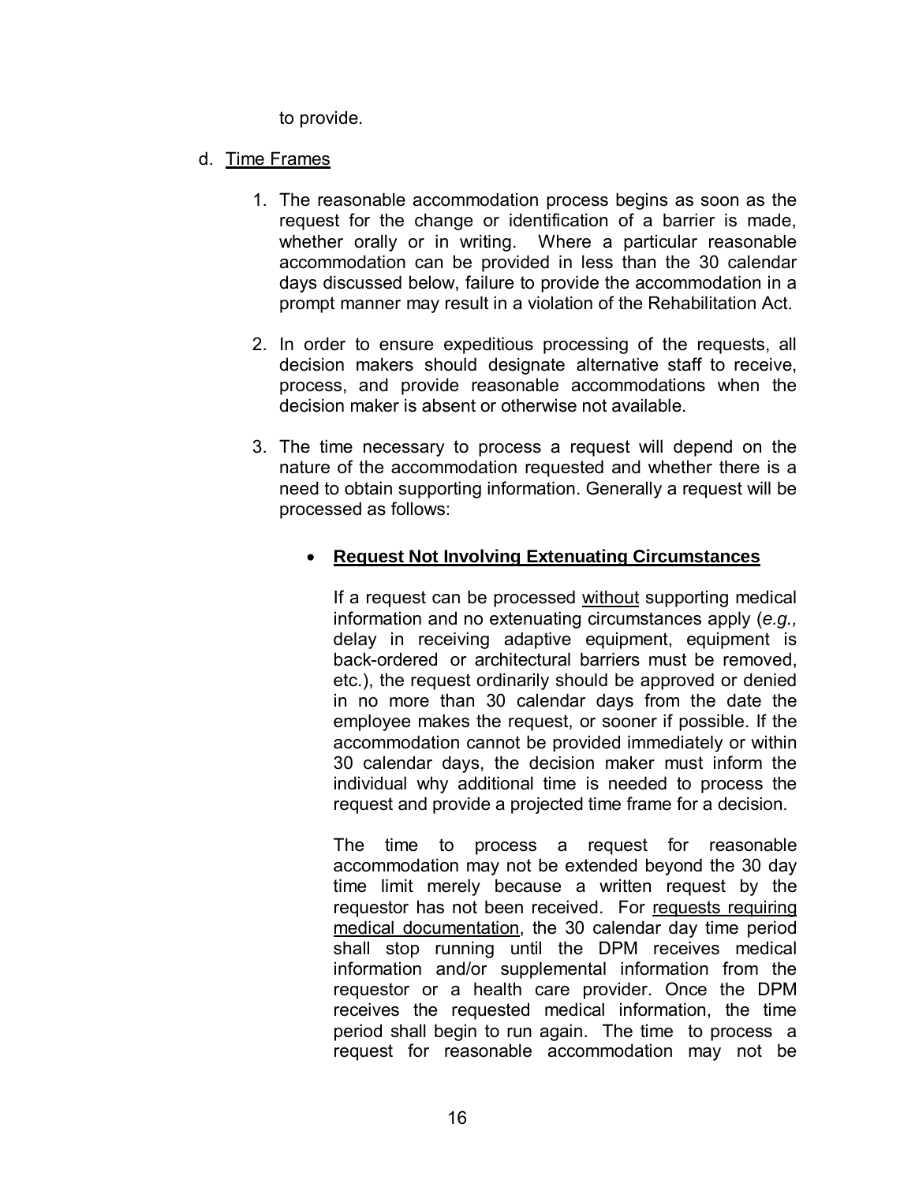to provide.

d. Time Frames

1. The reasonable accommodation process begins as soon as the request for the change or identification of a barrier is made, whether orally or in writing. Where a particular reasonable accommodation can be provided in less than the 30 calendar days discussed below, failure to provide the accommodation in a prompt manner may result in a violation of the Rehabilitation Act.

2. In order to ensure expeditious processing of the requests, all decision makers should designate alternative staff to receive, process, and provide reasonable accommodations when the decision maker is absent or otherwise not available.

3. The time necessary to process a request will depend on the nature of the accommodation requested and whether there is a need to obtain supporting information. Generally a request will be processed as follows:

   - **Request Not Involving Extenuating Circumstances**

     If a request can be processed without supporting medical information and no extenuating circumstances apply (*e.g.,* delay in receiving adaptive equipment, equipment is back-ordered or architectural barriers must be removed, etc.), the request ordinarily should be approved or denied in no more than 30 calendar days from the date the employee makes the request, or sooner if possible. If the accommodation cannot be provided immediately or within 30 calendar days, the decision maker must inform the individual why additional time is needed to process the request and provide a projected time frame for a decision.

     The time to process a request for reasonable accommodation may not be extended beyond the 30 day time limit merely because a written request by the requestor has not been received. For requests requiring medical documentation, the 30 calendar day time period shall stop running until the DPM receives medical information and/or supplemental information from the requestor or a health care provider. Once the DPM receives the requested medical information, the time period shall begin to run again. The time to process a request for reasonable accommodation may not be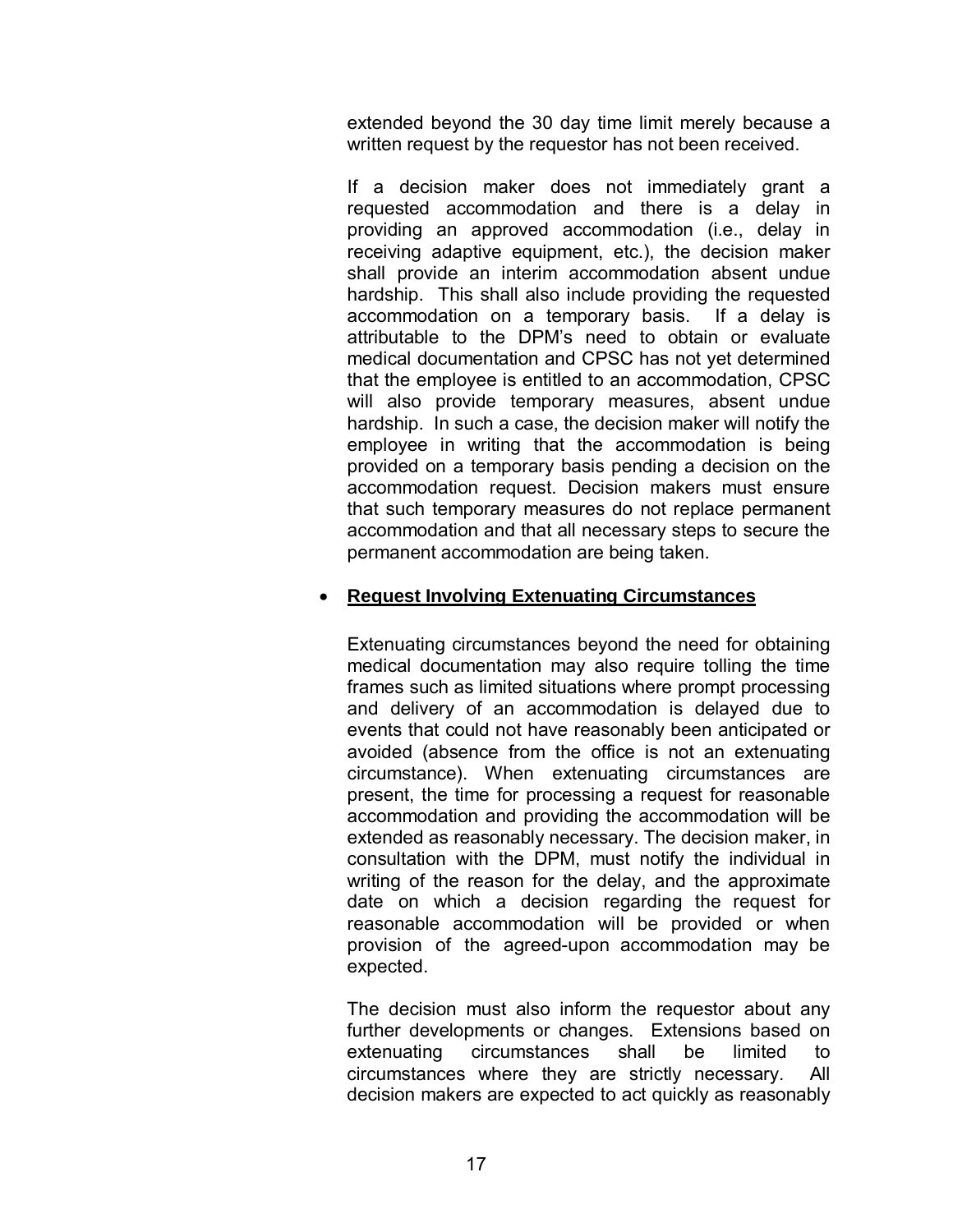extended beyond the 30 day time limit merely because a written request by the requestor has not been received.

If a decision maker does not immediately grant a requested accommodation and there is a delay in providing an approved accommodation (i.e., delay in receiving adaptive equipment, etc.), the decision maker shall provide an interim accommodation absent undue hardship. This shall also include providing the requested accommodation on a temporary basis. If a delay is attributable to the DPM's need to obtain or evaluate medical documentation and CPSC has not yet determined that the employee is entitled to an accommodation, CPSC will also provide temporary measures, absent undue hardship. In such a case, the decision maker will notify the employee in writing that the accommodation is being provided on a temporary basis pending a decision on the accommodation request. Decision makers must ensure that such temporary measures do not replace permanent accommodation and that all necessary steps to secure the permanent accommodation are being taken.

- **Request Involving Extenuating Circumstances**

  Extenuating circumstances beyond the need for obtaining medical documentation may also require tolling the time frames such as limited situations where prompt processing and delivery of an accommodation is delayed due to events that could not have reasonably been anticipated or avoided (absence from the office is not an extenuating circumstance). When extenuating circumstances are present, the time for processing a request for reasonable accommodation and providing the accommodation will be extended as reasonably necessary. The decision maker, in consultation with the DPM, must notify the individual in writing of the reason for the delay, and the approximate date on which a decision regarding the request for reasonable accommodation will be provided or when provision of the agreed-upon accommodation may be expected.

  The decision must also inform the requestor about any further developments or changes. Extensions based on extenuating circumstances shall be limited to circumstances where they are strictly necessary. All decision makers are expected to act quickly as reasonably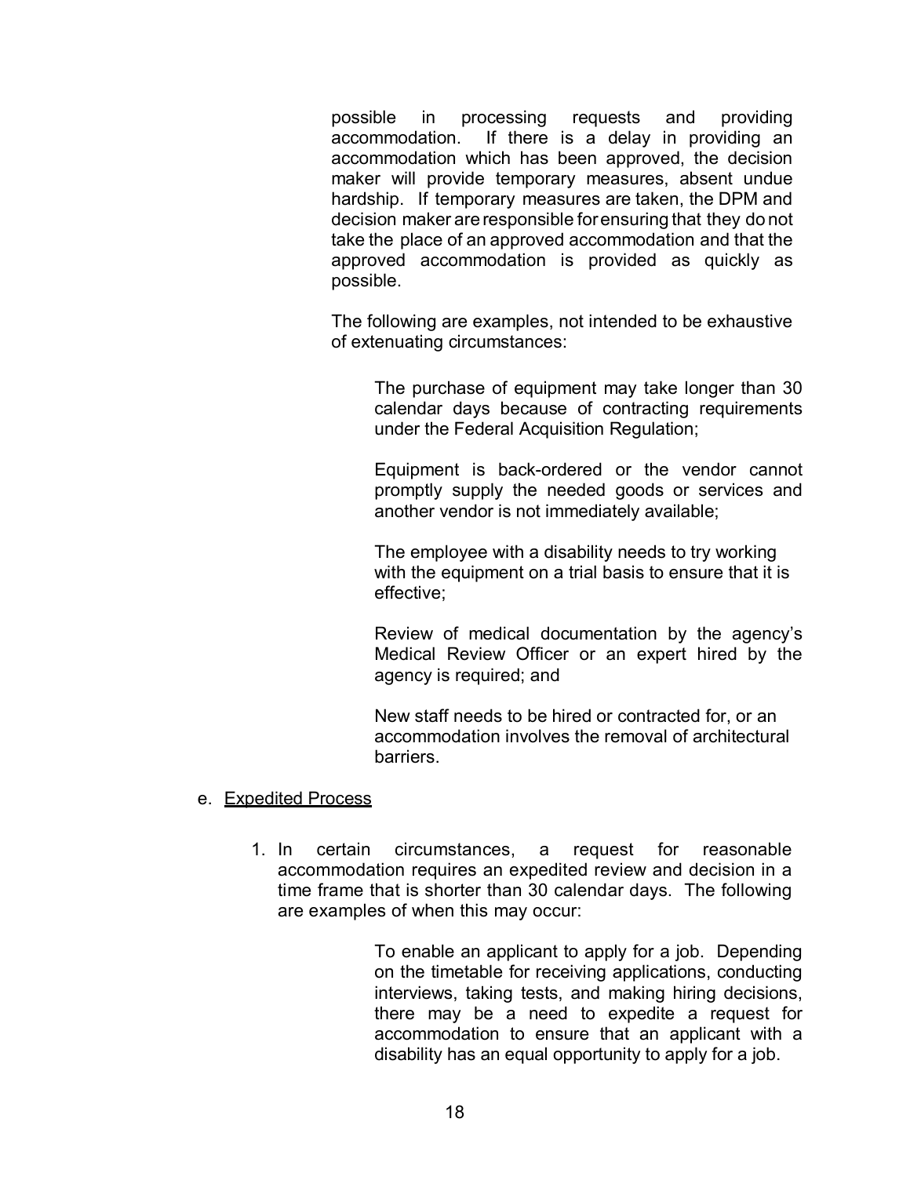possible in processing requests and providing accommodation. If there is a delay in providing an accommodation which has been approved, the decision maker will provide temporary measures, absent undue hardship. If temporary measures are taken, the DPM and decision maker are responsible for ensuring that they do not take the place of an approved accommodation and that the approved accommodation is provided as quickly as possible.

The following are examples, not intended to be exhaustive of extenuating circumstances:

> The purchase of equipment may take longer than 30 calendar days because of contracting requirements under the Federal Acquisition Regulation;
>
> Equipment is back-ordered or the vendor cannot promptly supply the needed goods or services and another vendor is not immediately available;
>
> The employee with a disability needs to try working with the equipment on a trial basis to ensure that it is effective;
>
> Review of medical documentation by the agency's Medical Review Officer or an expert hired by the agency is required; and
>
> New staff needs to be hired or contracted for, or an accommodation involves the removal of architectural barriers.

e. Expedited Process

1. In certain circumstances, a request for reasonable accommodation requires an expedited review and decision in a time frame that is shorter than 30 calendar days. The following are examples of when this may occur:

> To enable an applicant to apply for a job. Depending on the timetable for receiving applications, conducting interviews, taking tests, and making hiring decisions, there may be a need to expedite a request for accommodation to ensure that an applicant with a disability has an equal opportunity to apply for a job.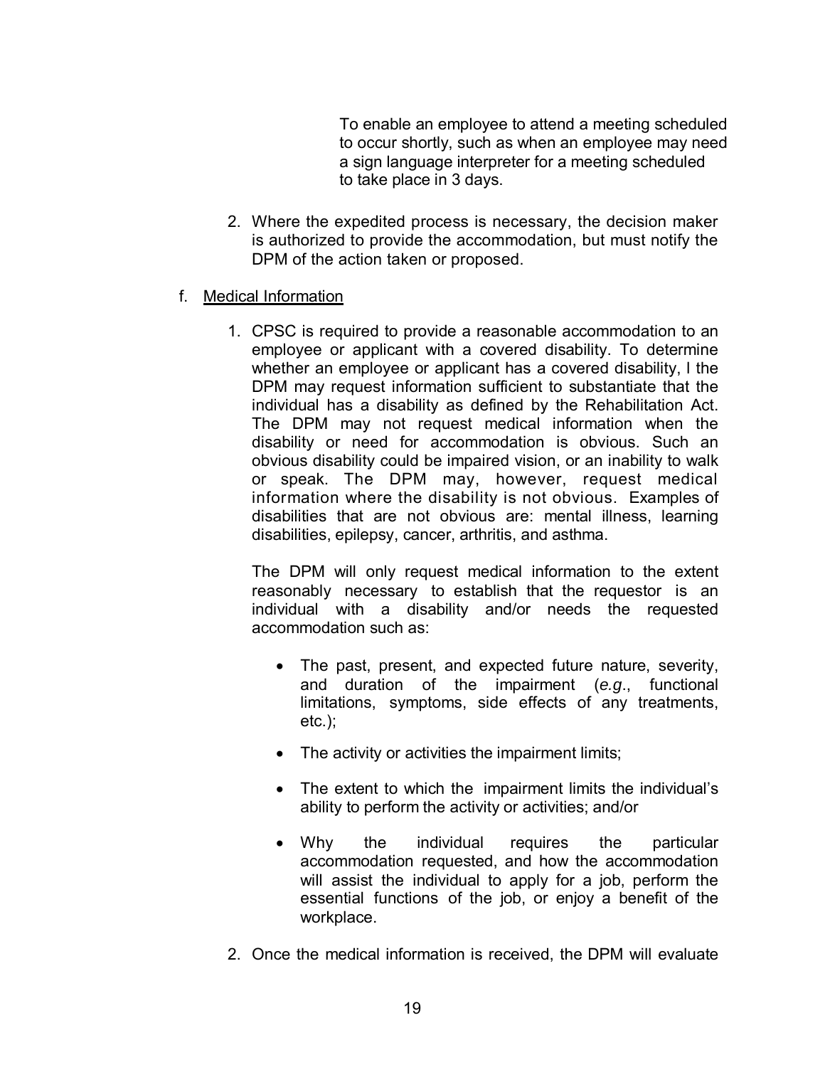To enable an employee to attend a meeting scheduled to occur shortly, such as when an employee may need a sign language interpreter for a meeting scheduled to take place in 3 days.

2. Where the expedited process is necessary, the decision maker is authorized to provide the accommodation, but must notify the DPM of the action taken or proposed.

f. Medical Information

1. CPSC is required to provide a reasonable accommodation to an employee or applicant with a covered disability. To determine whether an employee or applicant has a covered disability, I the DPM may request information sufficient to substantiate that the individual has a disability as defined by the Rehabilitation Act. The DPM may not request medical information when the disability or need for accommodation is obvious. Such an obvious disability could be impaired vision, or an inability to walk or speak. The DPM may, however, request medical information where the disability is not obvious. Examples of disabilities that are not obvious are: mental illness, learning disabilities, epilepsy, cancer, arthritis, and asthma.

   The DPM will only request medical information to the extent reasonably necessary to establish that the requestor is an individual with a disability and/or needs the requested accommodation such as:

   - The past, present, and expected future nature, severity, and duration of the impairment (*e.g*., functional limitations, symptoms, side effects of any treatments, etc.);
   - The activity or activities the impairment limits;
   - The extent to which the impairment limits the individual's ability to perform the activity or activities; and/or
   - Why the individual requires the particular accommodation requested, and how the accommodation will assist the individual to apply for a job, perform the essential functions of the job, or enjoy a benefit of the workplace.

2. Once the medical information is received, the DPM will evaluate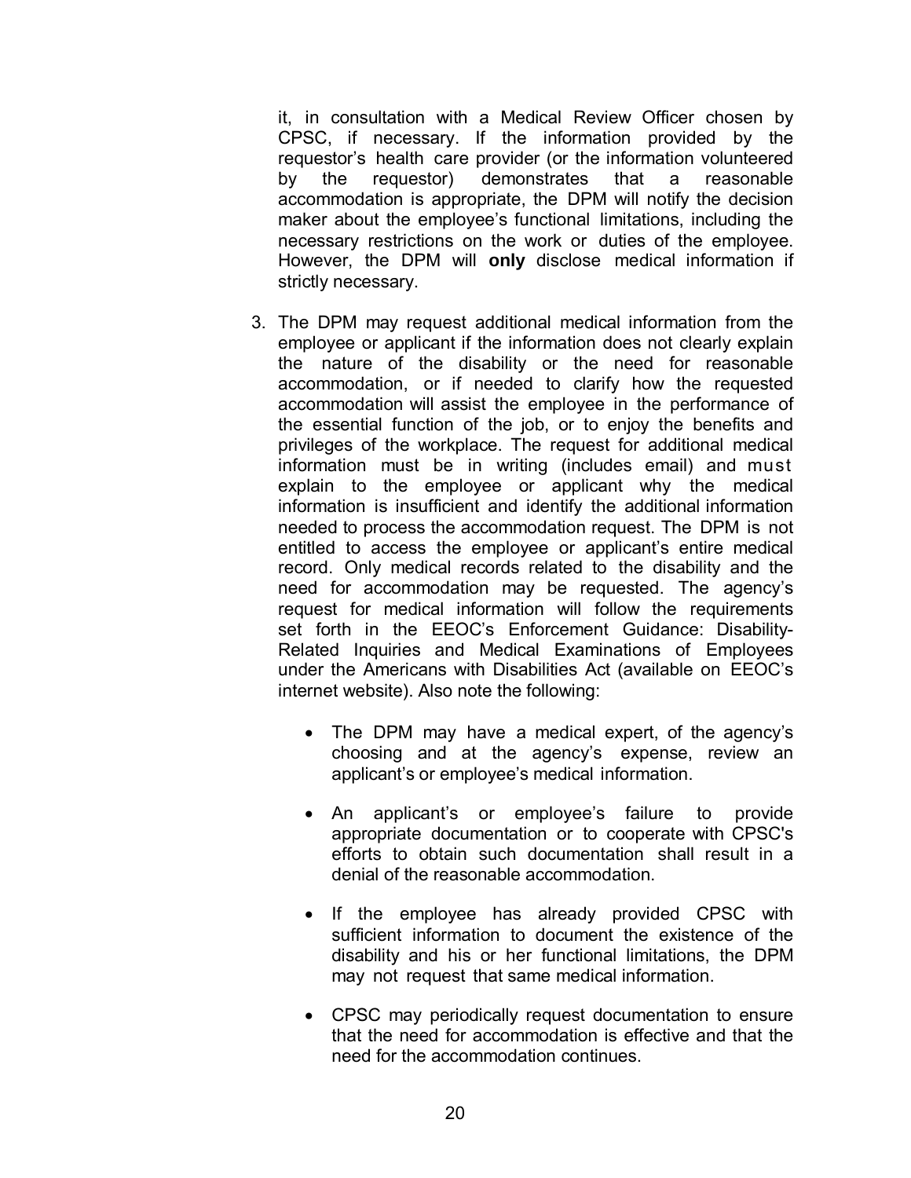it, in consultation with a Medical Review Officer chosen by CPSC, if necessary. If the information provided by the requestor's health care provider (or the information volunteered by the requestor) demonstrates that a reasonable accommodation is appropriate, the DPM will notify the decision maker about the employee's functional limitations, including the necessary restrictions on the work or duties of the employee. However, the DPM will **only** disclose medical information if strictly necessary.

3. The DPM may request additional medical information from the employee or applicant if the information does not clearly explain the nature of the disability or the need for reasonable accommodation, or if needed to clarify how the requested accommodation will assist the employee in the performance of the essential function of the job, or to enjoy the benefits and privileges of the workplace. The request for additional medical information must be in writing (includes email) and must explain to the employee or applicant why the medical information is insufficient and identify the additional information needed to process the accommodation request. The DPM is not entitled to access the employee or applicant's entire medical record. Only medical records related to the disability and the need for accommodation may be requested. The agency's request for medical information will follow the requirements set forth in the EEOC's Enforcement Guidance: Disability-Related Inquiries and Medical Examinations of Employees under the Americans with Disabilities Act (available on EEOC's internet website). Also note the following:

   - The DPM may have a medical expert, of the agency's choosing and at the agency's expense, review an applicant's or employee's medical information.
   - An applicant's or employee's failure to provide appropriate documentation or to cooperate with CPSC's efforts to obtain such documentation shall result in a denial of the reasonable accommodation.
   - If the employee has already provided CPSC with sufficient information to document the existence of the disability and his or her functional limitations, the DPM may not request that same medical information.
   - CPSC may periodically request documentation to ensure that the need for accommodation is effective and that the need for the accommodation continues.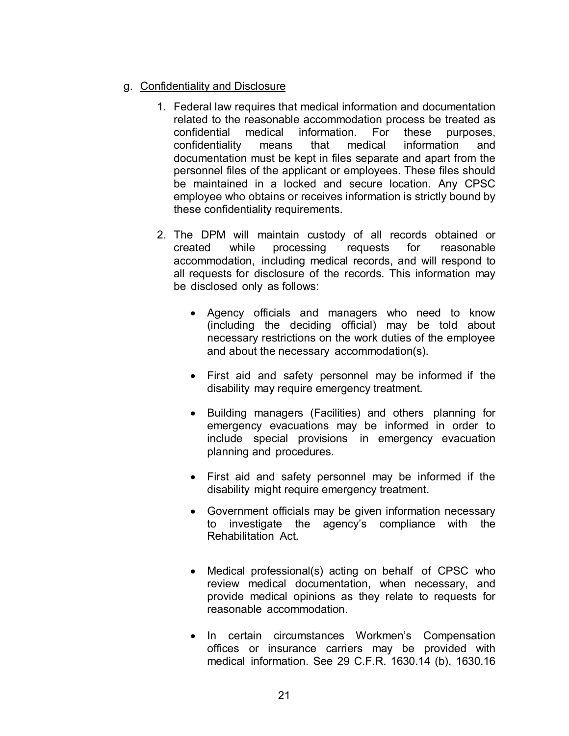g. Confidentiality and Disclosure

1. Federal law requires that medical information and documentation related to the reasonable accommodation process be treated as confidential medical information. For these purposes, confidentiality means that medical information and documentation must be kept in files separate and apart from the personnel files of the applicant or employees. These files should be maintained in a locked and secure location. Any CPSC employee who obtains or receives information is strictly bound by these confidentiality requirements.

2. The DPM will maintain custody of all records obtained or created while processing requests for reasonable accommodation, including medical records, and will respond to all requests for disclosure of the records. This information may be disclosed only as follows:

   - Agency officials and managers who need to know (including the deciding official) may be told about necessary restrictions on the work duties of the employee and about the necessary accommodation(s).

   - First aid and safety personnel may be informed if the disability may require emergency treatment.

   - Building managers (Facilities) and others planning for emergency evacuations may be informed in order to include special provisions in emergency evacuation planning and procedures.

   - First aid and safety personnel may be informed if the disability might require emergency treatment.

   - Government officials may be given information necessary to investigate the agency's compliance with the Rehabilitation Act.

   - Medical professional(s) acting on behalf of CPSC who review medical documentation, when necessary, and provide medical opinions as they relate to requests for reasonable accommodation.

   - In certain circumstances Workmen's Compensation offices or insurance carriers may be provided with medical information. See 29 C.F.R. 1630.14 (b), 1630.16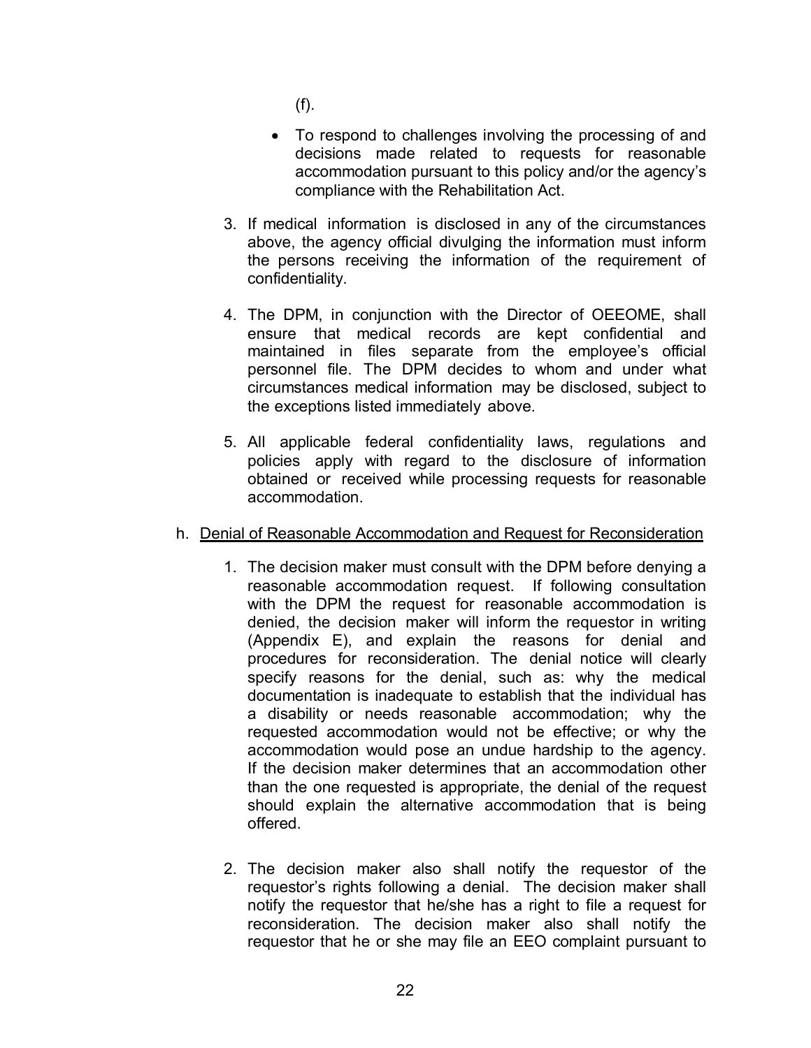(f).

- To respond to challenges involving the processing of and decisions made related to requests for reasonable accommodation pursuant to this policy and/or the agency's compliance with the Rehabilitation Act.

3. If medical information is disclosed in any of the circumstances above, the agency official divulging the information must inform the persons receiving the information of the requirement of confidentiality.

4. The DPM, in conjunction with the Director of OEEOME, shall ensure that medical records are kept confidential and maintained in files separate from the employee's official personnel file. The DPM decides to whom and under what circumstances medical information may be disclosed, subject to the exceptions listed immediately above.

5. All applicable federal confidentiality laws, regulations and policies apply with regard to the disclosure of information obtained or received while processing requests for reasonable accommodation.

h. <u>Denial of Reasonable Accommodation and Request for Reconsideration</u>

1. The decision maker must consult with the DPM before denying a reasonable accommodation request. If following consultation with the DPM the request for reasonable accommodation is denied, the decision maker will inform the requestor in writing (Appendix E), and explain the reasons for denial and procedures for reconsideration. The denial notice will clearly specify reasons for the denial, such as: why the medical documentation is inadequate to establish that the individual has a disability or needs reasonable accommodation; why the requested accommodation would not be effective; or why the accommodation would pose an undue hardship to the agency. If the decision maker determines that an accommodation other than the one requested is appropriate, the denial of the request should explain the alternative accommodation that is being offered.

2. The decision maker also shall notify the requestor of the requestor's rights following a denial. The decision maker shall notify the requestor that he/she has a right to file a request for reconsideration. The decision maker also shall notify the requestor that he or she may file an EEO complaint pursuant to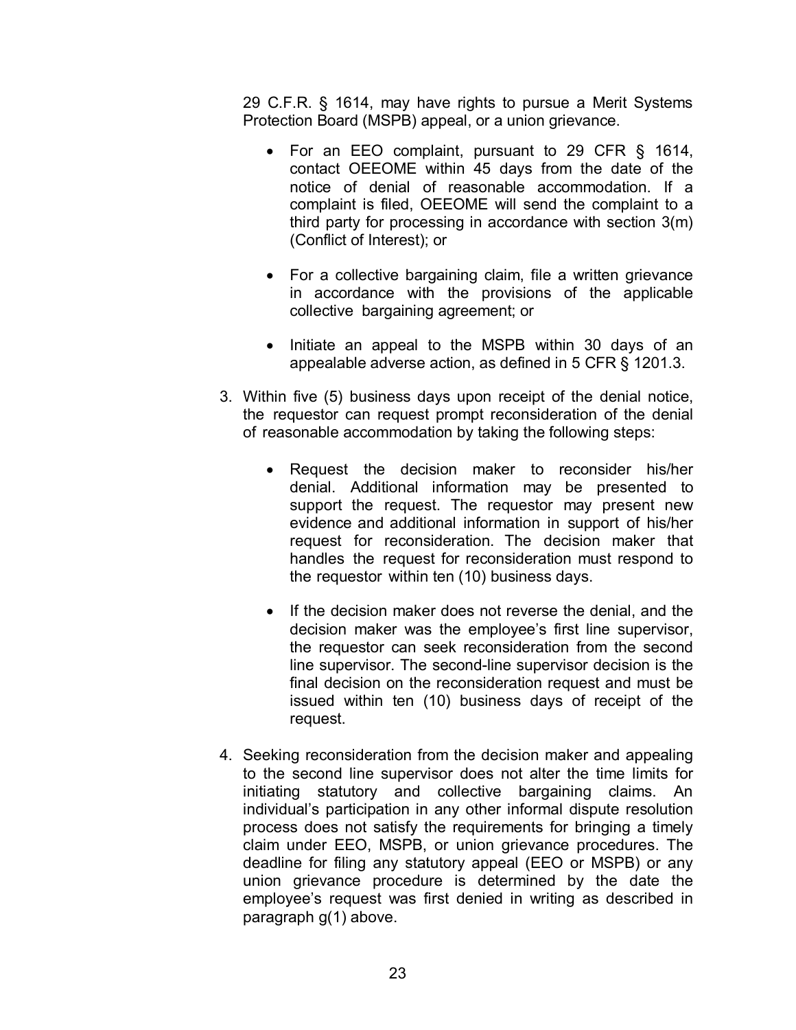29 C.F.R. § 1614, may have rights to pursue a Merit Systems Protection Board (MSPB) appeal, or a union grievance.

- For an EEO complaint, pursuant to 29 CFR § 1614, contact OEEOME within 45 days from the date of the notice of denial of reasonable accommodation. If a complaint is filed, OEEOME will send the complaint to a third party for processing in accordance with section 3(m) (Conflict of Interest); or

- For a collective bargaining claim, file a written grievance in accordance with the provisions of the applicable collective bargaining agreement; or

- Initiate an appeal to the MSPB within 30 days of an appealable adverse action, as defined in 5 CFR § 1201.3.

3. Within five (5) business days upon receipt of the denial notice, the requestor can request prompt reconsideration of the denial of reasonable accommodation by taking the following steps:

   - Request the decision maker to reconsider his/her denial. Additional information may be presented to support the request. The requestor may present new evidence and additional information in support of his/her request for reconsideration. The decision maker that handles the request for reconsideration must respond to the requestor within ten (10) business days.

   - If the decision maker does not reverse the denial, and the decision maker was the employee's first line supervisor, the requestor can seek reconsideration from the second line supervisor. The second-line supervisor decision is the final decision on the reconsideration request and must be issued within ten (10) business days of receipt of the request.

4. Seeking reconsideration from the decision maker and appealing to the second line supervisor does not alter the time limits for initiating statutory and collective bargaining claims. An individual's participation in any other informal dispute resolution process does not satisfy the requirements for bringing a timely claim under EEO, MSPB, or union grievance procedures. The deadline for filing any statutory appeal (EEO or MSPB) or any union grievance procedure is determined by the date the employee's request was first denied in writing as described in paragraph g(1) above.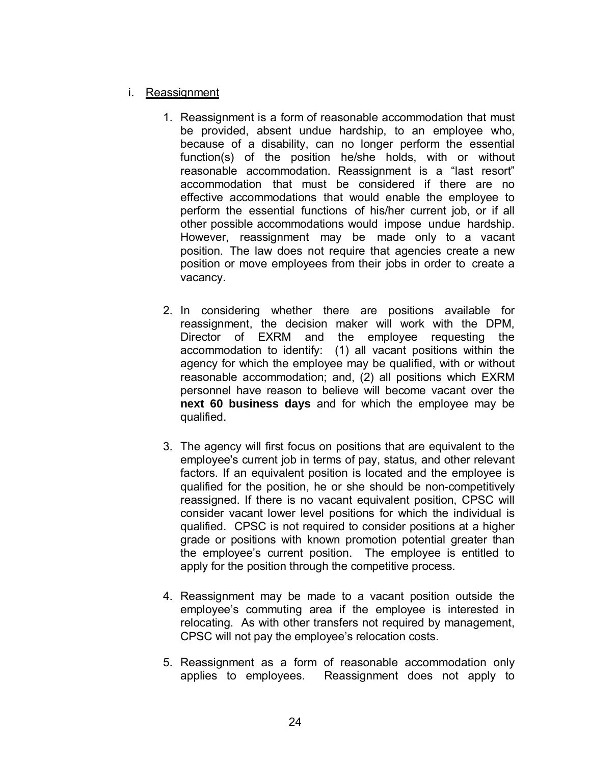i. <u>Reassignment</u>

1. Reassignment is a form of reasonable accommodation that must be provided, absent undue hardship, to an employee who, because of a disability, can no longer perform the essential function(s) of the position he/she holds, with or without reasonable accommodation. Reassignment is a "last resort" accommodation that must be considered if there are no effective accommodations that would enable the employee to perform the essential functions of his/her current job, or if all other possible accommodations would impose undue hardship. However, reassignment may be made only to a vacant position. The law does not require that agencies create a new position or move employees from their jobs in order to create a vacancy.

2. In considering whether there are positions available for reassignment, the decision maker will work with the DPM, Director of EXRM and the employee requesting the accommodation to identify: (1) all vacant positions within the agency for which the employee may be qualified, with or without reasonable accommodation; and, (2) all positions which EXRM personnel have reason to believe will become vacant over the **next 60 business days** and for which the employee may be qualified.

3. The agency will first focus on positions that are equivalent to the employee's current job in terms of pay, status, and other relevant factors. If an equivalent position is located and the employee is qualified for the position, he or she should be non-competitively reassigned. If there is no vacant equivalent position, CPSC will consider vacant lower level positions for which the individual is qualified. CPSC is not required to consider positions at a higher grade or positions with known promotion potential greater than the employee's current position. The employee is entitled to apply for the position through the competitive process.

4. Reassignment may be made to a vacant position outside the employee's commuting area if the employee is interested in relocating. As with other transfers not required by management, CPSC will not pay the employee's relocation costs.

5. Reassignment as a form of reasonable accommodation only applies to employees. Reassignment does not apply to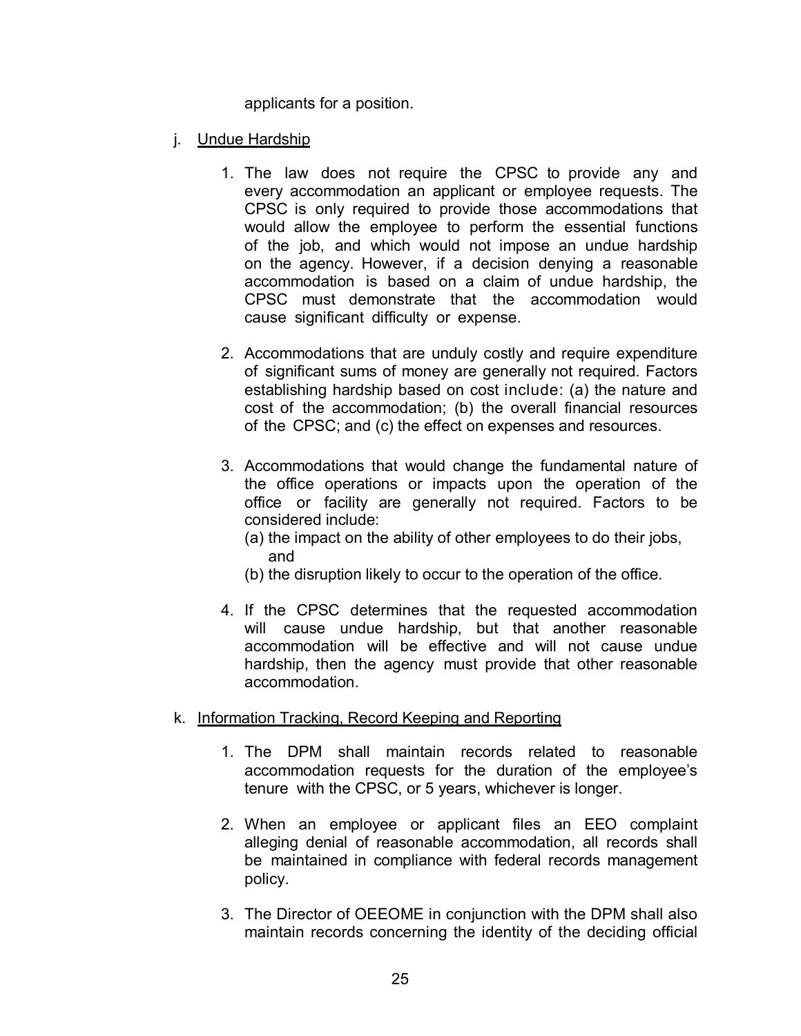applicants for a position.

j. Undue Hardship

1. The law does not require the CPSC to provide any and every accommodation an applicant or employee requests. The CPSC is only required to provide those accommodations that would allow the employee to perform the essential functions of the job, and which would not impose an undue hardship on the agency. However, if a decision denying a reasonable accommodation is based on a claim of undue hardship, the CPSC must demonstrate that the accommodation would cause significant difficulty or expense.

2. Accommodations that are unduly costly and require expenditure of significant sums of money are generally not required. Factors establishing hardship based on cost include: (a) the nature and cost of the accommodation; (b) the overall financial resources of the CPSC; and (c) the effect on expenses and resources.

3. Accommodations that would change the fundamental nature of the office operations or impacts upon the operation of the office or facility are generally not required. Factors to be considered include:
   (a) the impact on the ability of other employees to do their jobs, and
   (b) the disruption likely to occur to the operation of the office.

4. If the CPSC determines that the requested accommodation will cause undue hardship, but that another reasonable accommodation will be effective and will not cause undue hardship, then the agency must provide that other reasonable accommodation.

k. Information Tracking, Record Keeping and Reporting

1. The DPM shall maintain records related to reasonable accommodation requests for the duration of the employee's tenure with the CPSC, or 5 years, whichever is longer.

2. When an employee or applicant files an EEO complaint alleging denial of reasonable accommodation, all records shall be maintained in compliance with federal records management policy.

3. The Director of OEEOME in conjunction with the DPM shall also maintain records concerning the identity of the deciding official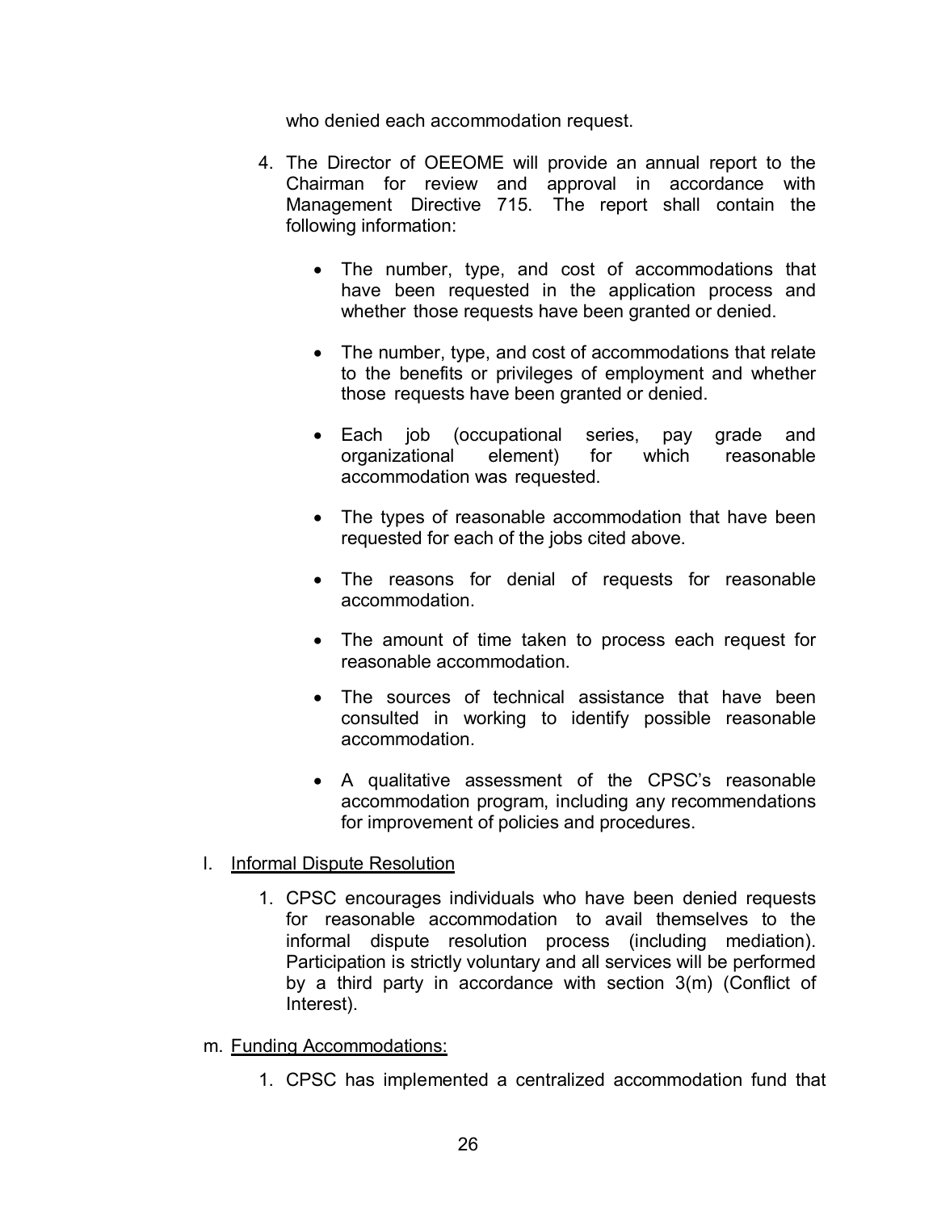who denied each accommodation request.

4. The Director of OEEOME will provide an annual report to the Chairman for review and approval in accordance with Management Directive 715. The report shall contain the following information:

   - The number, type, and cost of accommodations that have been requested in the application process and whether those requests have been granted or denied.

   - The number, type, and cost of accommodations that relate to the benefits or privileges of employment and whether those requests have been granted or denied.

   - Each job (occupational series, pay grade and organizational element) for which reasonable accommodation was requested.

   - The types of reasonable accommodation that have been requested for each of the jobs cited above.

   - The reasons for denial of requests for reasonable accommodation.

   - The amount of time taken to process each request for reasonable accommodation.

   - The sources of technical assistance that have been consulted in working to identify possible reasonable accommodation.

   - A qualitative assessment of the CPSC's reasonable accommodation program, including any recommendations for improvement of policies and procedures.

l. <u>Informal Dispute Resolution</u>

   1. CPSC encourages individuals who have been denied requests for reasonable accommodation to avail themselves to the informal dispute resolution process (including mediation). Participation is strictly voluntary and all services will be performed by a third party in accordance with section 3(m) (Conflict of Interest).

m. <u>Funding Accommodations:</u>

   1. CPSC has implemented a centralized accommodation fund that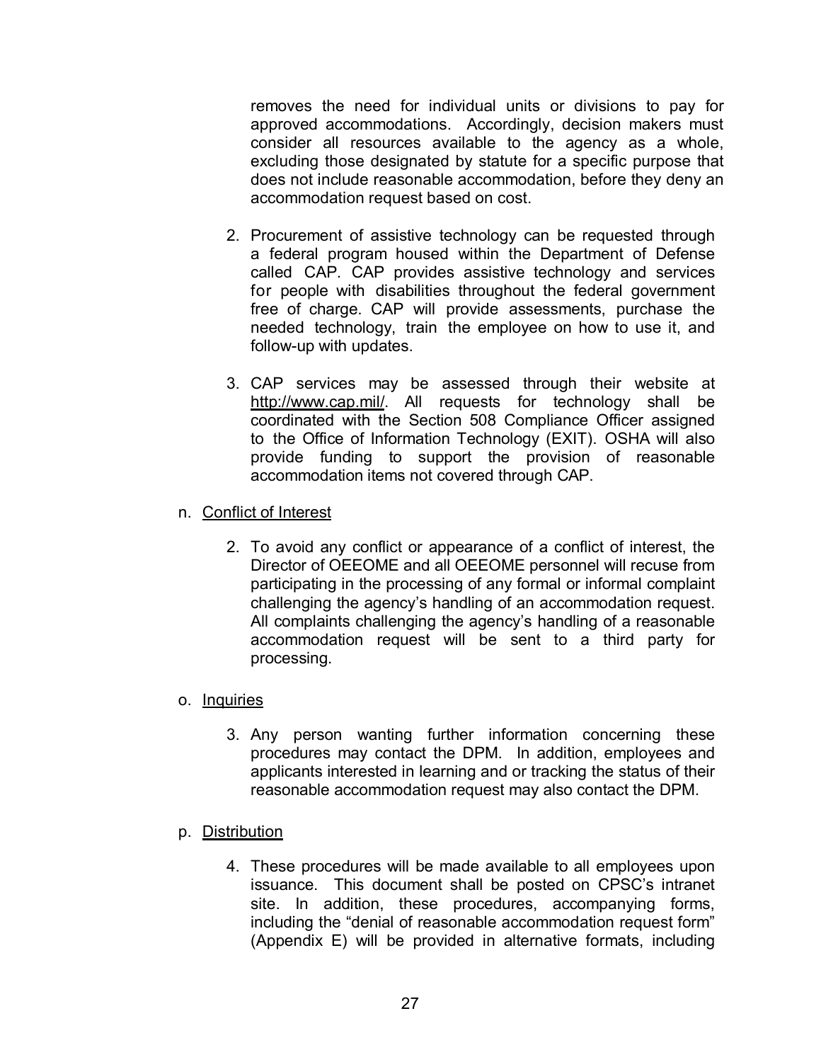removes the need for individual units or divisions to pay for approved accommodations. Accordingly, decision makers must consider all resources available to the agency as a whole, excluding those designated by statute for a specific purpose that does not include reasonable accommodation, before they deny an accommodation request based on cost.

2. Procurement of assistive technology can be requested through a federal program housed within the Department of Defense called CAP. CAP provides assistive technology and services for people with disabilities throughout the federal government free of charge. CAP will provide assessments, purchase the needed technology, train the employee on how to use it, and follow-up with updates.

3. CAP services may be assessed through their website at http://www.cap.mil/. All requests for technology shall be coordinated with the Section 508 Compliance Officer assigned to the Office of Information Technology (EXIT). OSHA will also provide funding to support the provision of reasonable accommodation items not covered through CAP.

n. Conflict of Interest

2. To avoid any conflict or appearance of a conflict of interest, the Director of OEEOME and all OEEOME personnel will recuse from participating in the processing of any formal or informal complaint challenging the agency's handling of an accommodation request. All complaints challenging the agency's handling of a reasonable accommodation request will be sent to a third party for processing.

o. Inquiries

3. Any person wanting further information concerning these procedures may contact the DPM. In addition, employees and applicants interested in learning and or tracking the status of their reasonable accommodation request may also contact the DPM.

p. Distribution

4. These procedures will be made available to all employees upon issuance. This document shall be posted on CPSC's intranet site. In addition, these procedures, accompanying forms, including the "denial of reasonable accommodation request form" (Appendix E) will be provided in alternative formats, including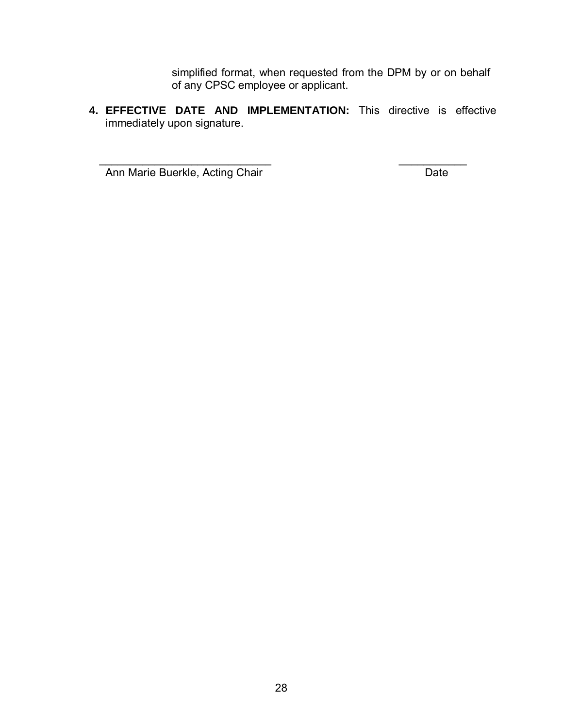simplified format, when requested from the DPM by or on behalf of any CPSC employee or applicant.

4. **EFFECTIVE DATE AND IMPLEMENTATION:** This directive is effective immediately upon signature.

_____________________________ ___________

Ann Marie Buerkle, Acting Chair Date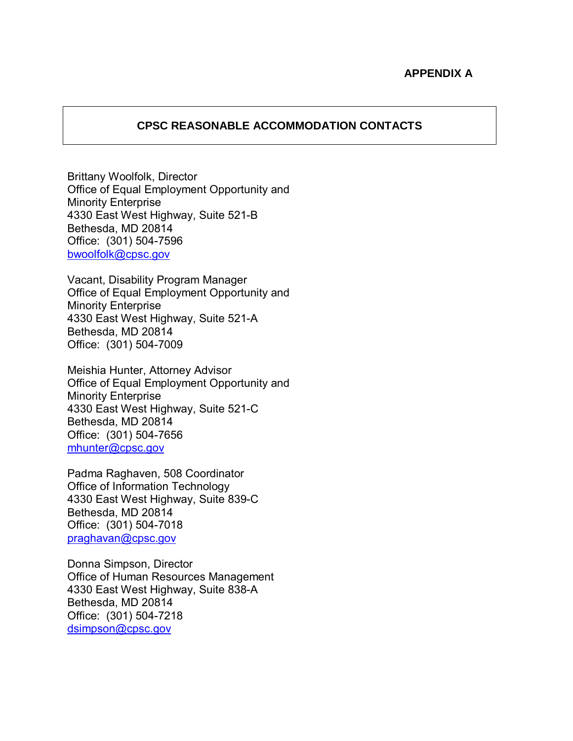**APPENDIX A**

## CPSC REASONABLE ACCOMMODATION CONTACTS

Brittany Woolfolk, Director
Office of Equal Employment Opportunity and Minority Enterprise
4330 East West Highway, Suite 521-B
Bethesda, MD 20814
Office: (301) 504-7596
bwoolfolk@cpsc.gov

Vacant, Disability Program Manager
Office of Equal Employment Opportunity and Minority Enterprise
4330 East West Highway, Suite 521-A
Bethesda, MD 20814
Office: (301) 504-7009

Meishia Hunter, Attorney Advisor
Office of Equal Employment Opportunity and Minority Enterprise
4330 East West Highway, Suite 521-C
Bethesda, MD 20814
Office: (301) 504-7656
mhunter@cpsc.gov

Padma Raghaven, 508 Coordinator
Office of Information Technology
4330 East West Highway, Suite 839-C
Bethesda, MD 20814
Office: (301) 504-7018
praghavan@cpsc.gov

Donna Simpson, Director
Office of Human Resources Management
4330 East West Highway, Suite 838-A
Bethesda, MD 20814
Office: (301) 504-7218
dsimpson@cpsc.gov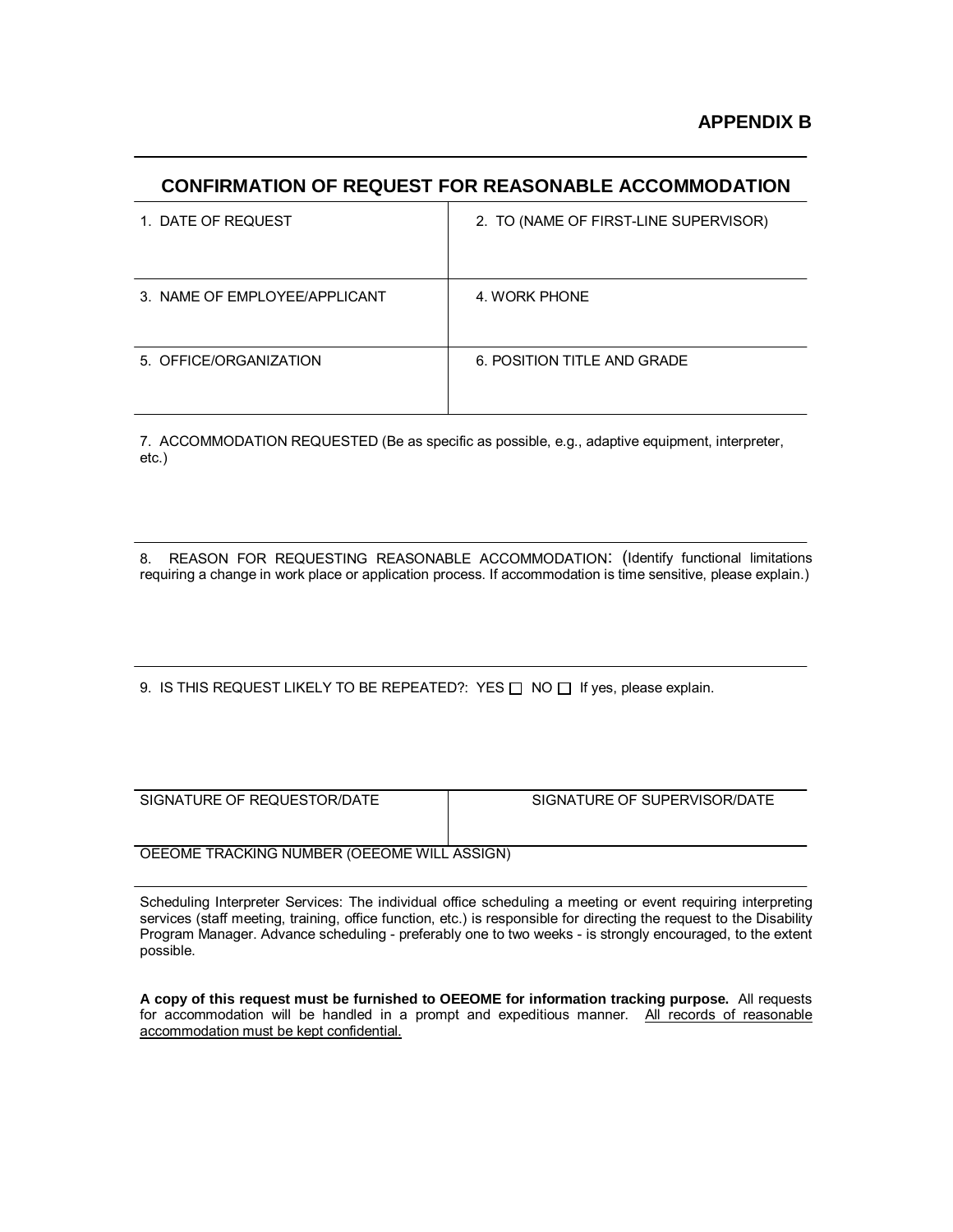**APPENDIX B**

## CONFIRMATION OF REQUEST FOR REASONABLE ACCOMMODATION

| 1. DATE OF REQUEST | 2. TO (NAME OF FIRST-LINE SUPERVISOR) |
|---|---|
| 3. NAME OF EMPLOYEE/APPLICANT | 4. WORK PHONE |
| 5. OFFICE/ORGANIZATION | 6. POSITION TITLE AND GRADE |

7. ACCOMMODATION REQUESTED (Be as specific as possible, e.g., adaptive equipment, interpreter, etc.)

8. REASON FOR REQUESTING REASONABLE ACCOMMODATION: (Identify functional limitations requiring a change in work place or application process. If accommodation is time sensitive, please explain.)

9. IS THIS REQUEST LIKELY TO BE REPEATED?: YES ☐ NO ☐ If yes, please explain.

| SIGNATURE OF REQUESTOR/DATE | SIGNATURE OF SUPERVISOR/DATE |
|---|---|

OEEOME TRACKING NUMBER (OEEOME WILL ASSIGN)

Scheduling Interpreter Services: The individual office scheduling a meeting or event requiring interpreting services (staff meeting, training, office function, etc.) is responsible for directing the request to the Disability Program Manager. Advance scheduling - preferably one to two weeks - is strongly encouraged, to the extent possible.

**A copy of this request must be furnished to OEEOME for information tracking purpose.** All requests for accommodation will be handled in a prompt and expeditious manner. <u>All records of reasonable accommodation must be kept confidential.</u>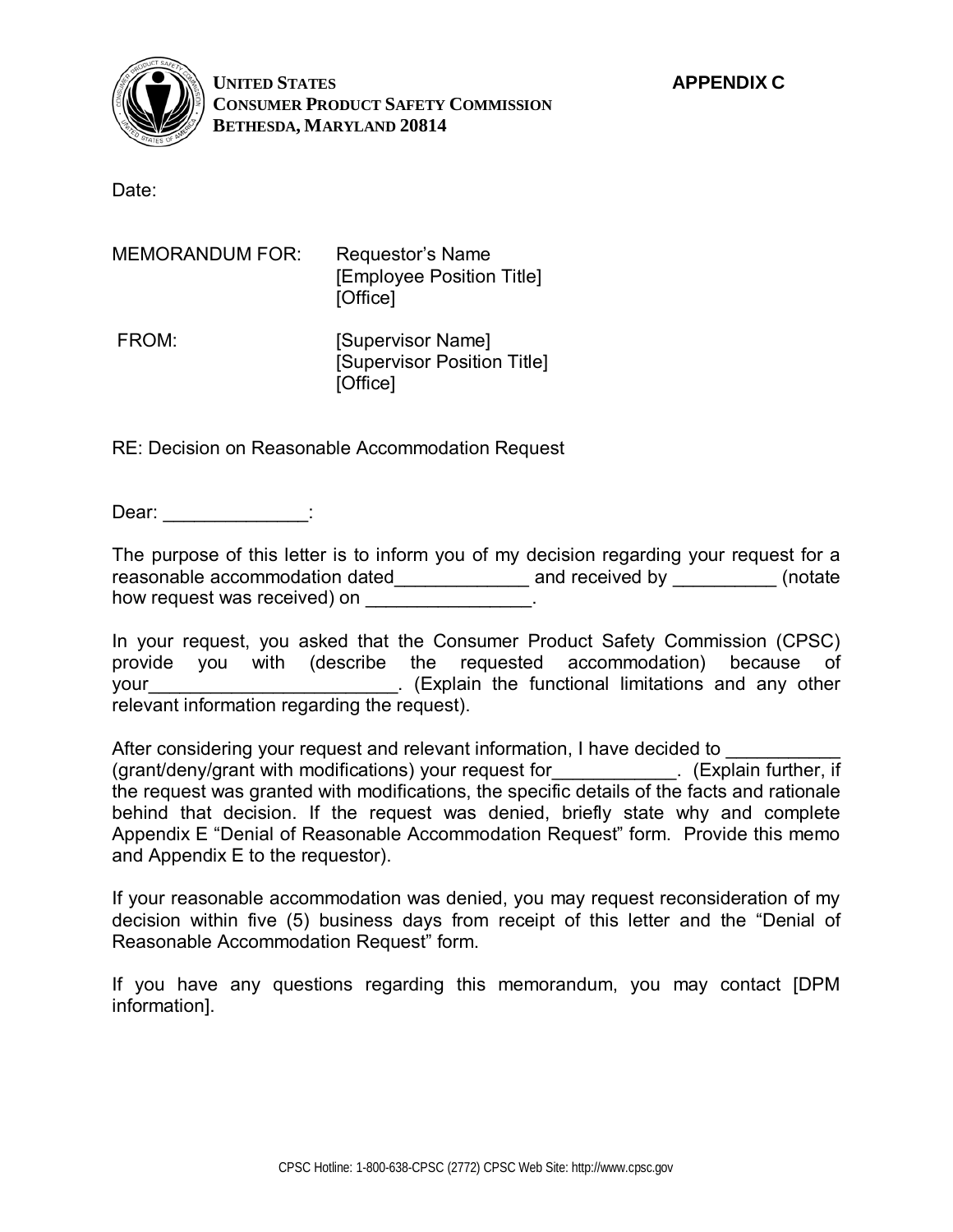**UNITED STATES**
**CONSUMER PRODUCT SAFETY COMMISSION**
**BETHESDA, MARYLAND 20814**

**APPENDIX C**

Date:

MEMORANDUM FOR: Requestor's Name
[Employee Position Title]
[Office]

FROM: [Supervisor Name]
[Supervisor Position Title]
[Office]

RE: Decision on Reasonable Accommodation Request

Dear: ______________:

The purpose of this letter is to inform you of my decision regarding your request for a reasonable accommodation dated_____________ and received by __________ (notate how request was received) on ________________.

In your request, you asked that the Consumer Product Safety Commission (CPSC) provide you with (describe the requested accommodation) because of your________________________. (Explain the functional limitations and any other relevant information regarding the request).

After considering your request and relevant information, I have decided to ___________ (grant/deny/grant with modifications) your request for____________. (Explain further, if the request was granted with modifications, the specific details of the facts and rationale behind that decision. If the request was denied, briefly state why and complete Appendix E "Denial of Reasonable Accommodation Request" form. Provide this memo and Appendix E to the requestor).

If your reasonable accommodation was denied, you may request reconsideration of my decision within five (5) business days from receipt of this letter and the "Denial of Reasonable Accommodation Request" form.

If you have any questions regarding this memorandum, you may contact [DPM information].

CPSC Hotline: 1-800-638-CPSC (2772) CPSC Web Site: http://www.cpsc.gov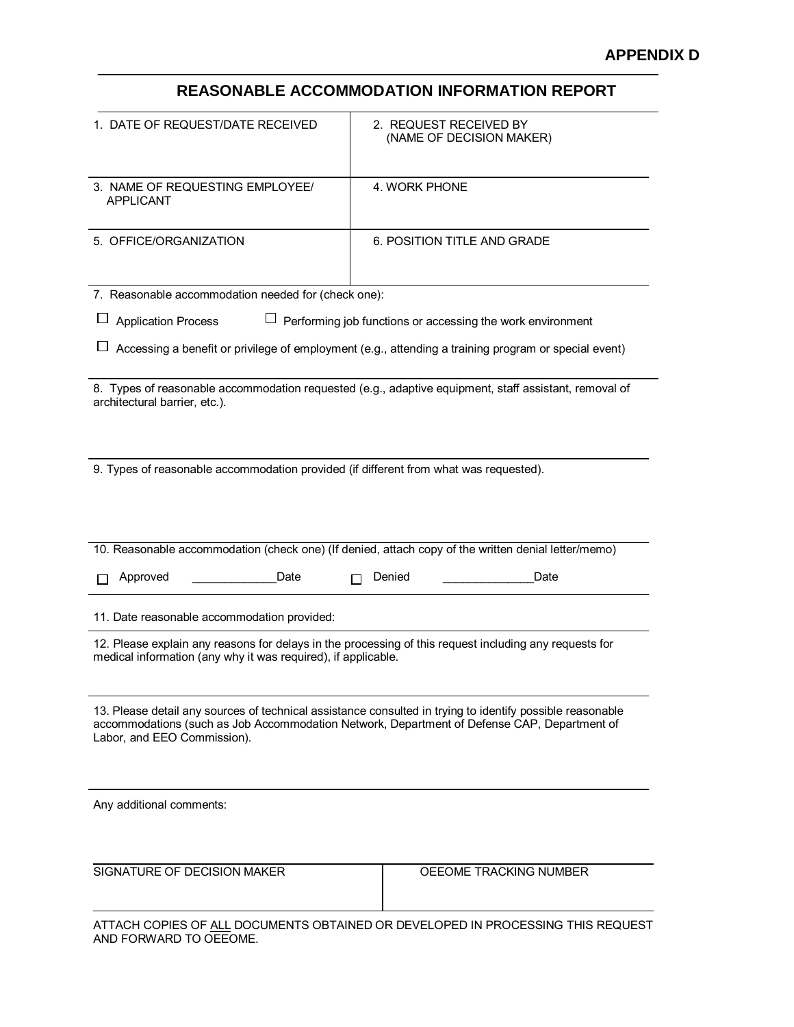**APPENDIX D**

## REASONABLE ACCOMMODATION INFORMATION REPORT

| 1. DATE OF REQUEST/DATE RECEIVED | 2. REQUEST RECEIVED BY (NAME OF DECISION MAKER) |
|---|---|
| 3. NAME OF REQUESTING EMPLOYEE/ APPLICANT | 4. WORK PHONE |
| 5. OFFICE/ORGANIZATION | 6. POSITION TITLE AND GRADE |

7. Reasonable accommodation needed for (check one):

☐ Application Process ☐ Performing job functions or accessing the work environment

☐ Accessing a benefit or privilege of employment (e.g., attending a training program or special event)

8. Types of reasonable accommodation requested (e.g., adaptive equipment, staff assistant, removal of architectural barrier, etc.).

9. Types of reasonable accommodation provided (if different from what was requested).

10. Reasonable accommodation (check one) (If denied, attach copy of the written denial letter/memo)

☐ Approved _____________Date ☐ Denied ______________Date

11. Date reasonable accommodation provided:

12. Please explain any reasons for delays in the processing of this request including any requests for medical information (any why it was required), if applicable.

13. Please detail any sources of technical assistance consulted in trying to identify possible reasonable accommodations (such as Job Accommodation Network, Department of Defense CAP, Department of Labor, and EEO Commission).

Any additional comments:

| SIGNATURE OF DECISION MAKER | OEEOME TRACKING NUMBER |
|---|---|
| | |

ATTACH COPIES OF ALL DOCUMENTS OBTAINED OR DEVELOPED IN PROCESSING THIS REQUEST AND FORWARD TO OEEOME.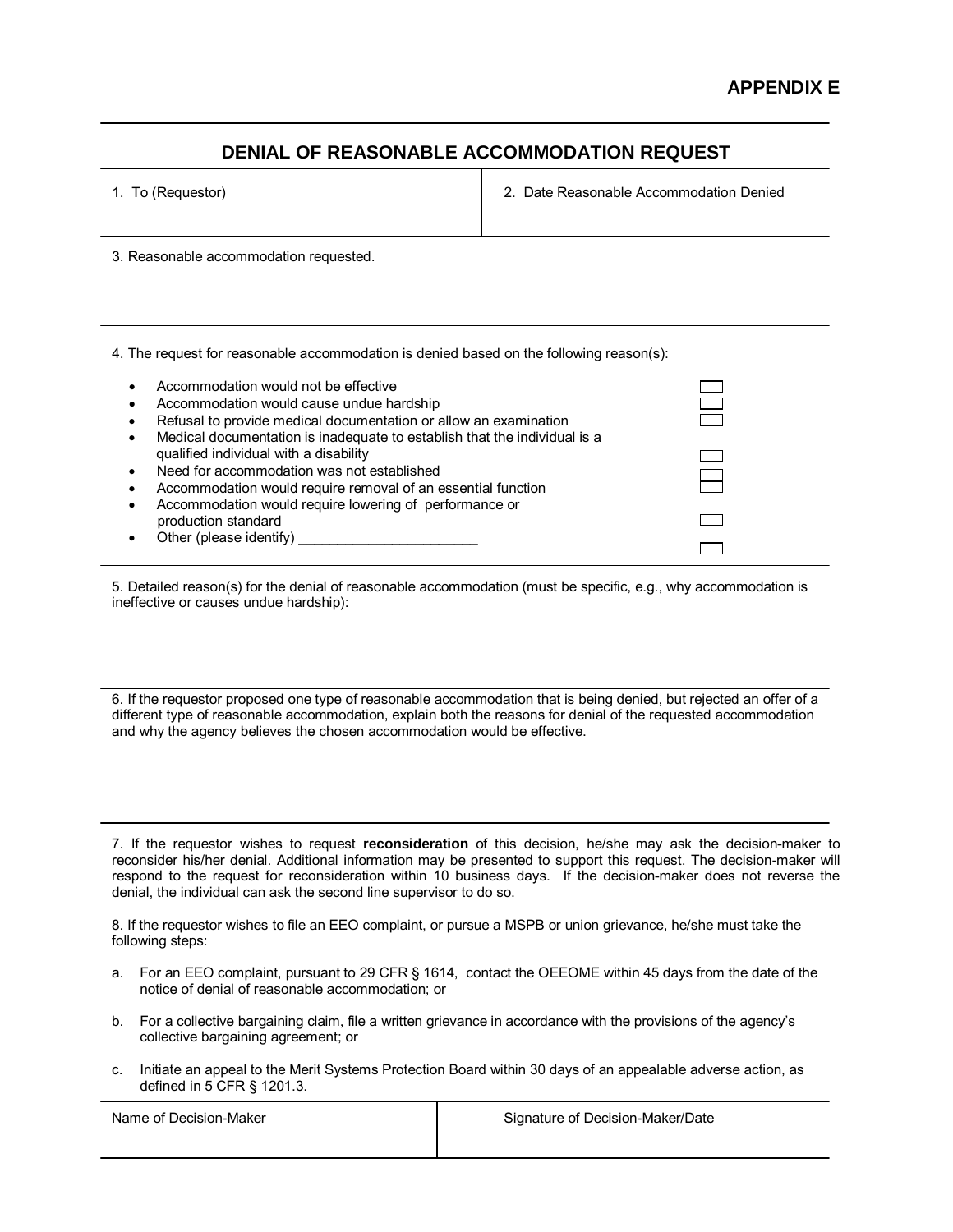**APPENDIX E**

## DENIAL OF REASONABLE ACCOMMODATION REQUEST

| 1. To (Requestor) | 2. Date Reasonable Accommodation Denied |
|---|---|
| | |

3. Reasonable accommodation requested.

4. The request for reasonable accommodation is denied based on the following reason(s):

- Accommodation would not be effective ☐
- Accommodation would cause undue hardship ☐
- Refusal to provide medical documentation or allow an examination ☐
- Medical documentation is inadequate to establish that the individual is a qualified individual with a disability ☐
- Need for accommodation was not established ☐
- Accommodation would require removal of an essential function ☐
- Accommodation would require lowering of performance or production standard ☐
- Other (please identify) _______________________ ☐

5. Detailed reason(s) for the denial of reasonable accommodation (must be specific, e.g., why accommodation is ineffective or causes undue hardship):

6. If the requestor proposed one type of reasonable accommodation that is being denied, but rejected an offer of a different type of reasonable accommodation, explain both the reasons for denial of the requested accommodation and why the agency believes the chosen accommodation would be effective.

7. If the requestor wishes to request **reconsideration** of this decision, he/she may ask the decision-maker to reconsider his/her denial. Additional information may be presented to support this request. The decision-maker will respond to the request for reconsideration within 10 business days. If the decision-maker does not reverse the denial, the individual can ask the second line supervisor to do so.

8. If the requestor wishes to file an EEO complaint, or pursue a MSPB or union grievance, he/she must take the following steps:

a. For an EEO complaint, pursuant to 29 CFR § 1614, contact the OEEOME within 45 days from the date of the notice of denial of reasonable accommodation; or

b. For a collective bargaining claim, file a written grievance in accordance with the provisions of the agency's collective bargaining agreement; or

c. Initiate an appeal to the Merit Systems Protection Board within 30 days of an appealable adverse action, as defined in 5 CFR § 1201.3.

| Name of Decision-Maker | Signature of Decision-Maker/Date |
|---|---|
| | |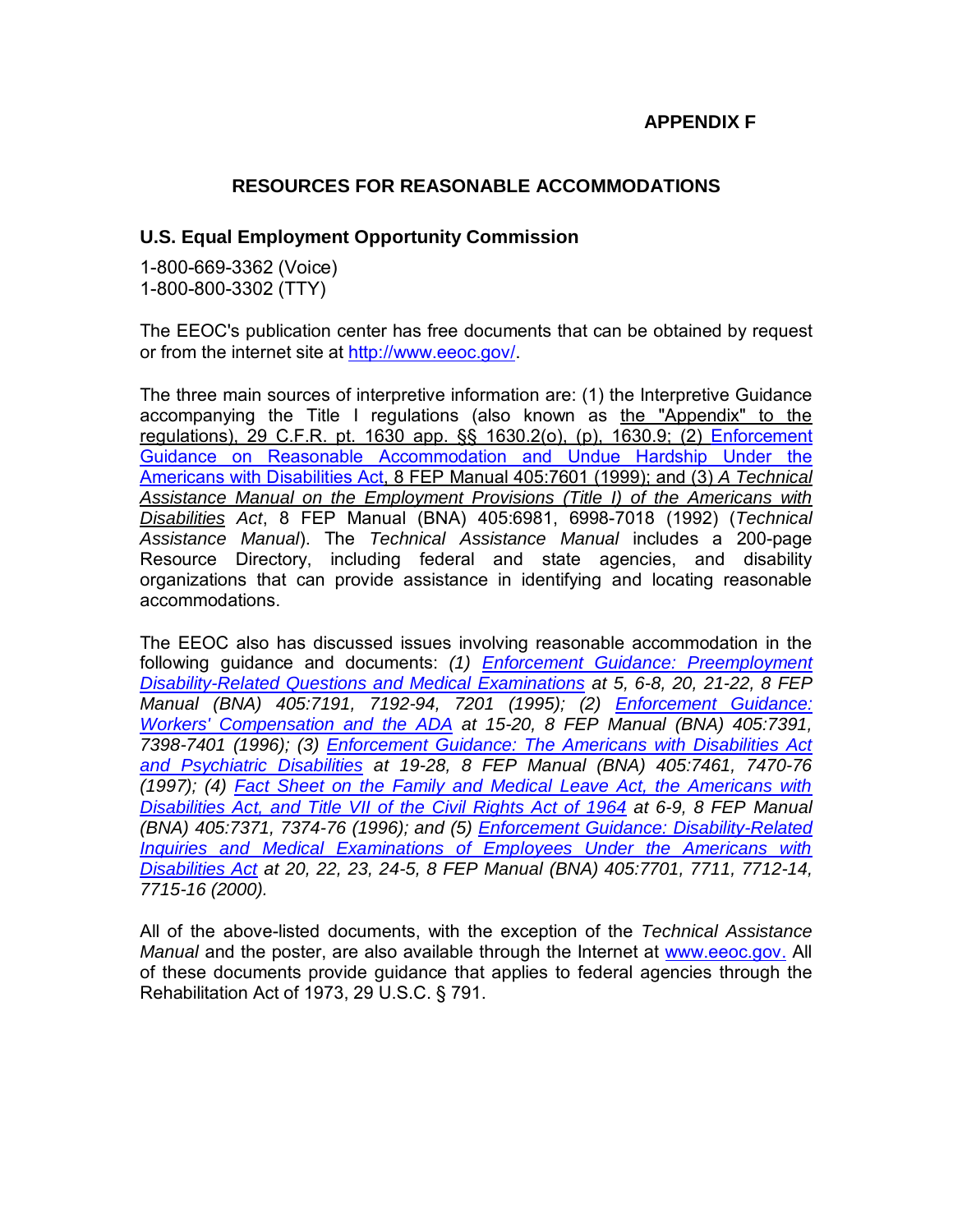**APPENDIX F**

# RESOURCES FOR REASONABLE ACCOMMODATIONS

## U.S. Equal Employment Opportunity Commission

1-800-669-3362 (Voice)
1-800-800-3302 (TTY)

The EEOC's publication center has free documents that can be obtained by request or from the internet site at http://www.eeoc.gov/.

The three main sources of interpretive information are: (1) the Interpretive Guidance accompanying the Title I regulations (also known as the "Appendix" to the regulations), 29 C.F.R. pt. 1630 app. §§ 1630.2(o), (p), 1630.9; (2) Enforcement Guidance on Reasonable Accommodation and Undue Hardship Under the Americans with Disabilities Act, 8 FEP Manual 405:7601 (1999); and (3) *A Technical Assistance Manual on the Employment Provisions (Title I) of the Americans with Disabilities Act*, 8 FEP Manual (BNA) 405:6981, 6998-7018 (1992) (*Technical Assistance Manual*). The *Technical Assistance Manual* includes a 200-page Resource Directory, including federal and state agencies, and disability organizations that can provide assistance in identifying and locating reasonable accommodations.

The EEOC also has discussed issues involving reasonable accommodation in the following guidance and documents: *(1) Enforcement Guidance: Preemployment Disability-Related Questions and Medical Examinations at 5, 6-8, 20, 21-22, 8 FEP Manual (BNA) 405:7191, 7192-94, 7201 (1995); (2) Enforcement Guidance: Workers' Compensation and the ADA at 15-20, 8 FEP Manual (BNA) 405:7391, 7398-7401 (1996); (3) Enforcement Guidance: The Americans with Disabilities Act and Psychiatric Disabilities at 19-28, 8 FEP Manual (BNA) 405:7461, 7470-76 (1997); (4) Fact Sheet on the Family and Medical Leave Act, the Americans with Disabilities Act, and Title VII of the Civil Rights Act of 1964 at 6-9, 8 FEP Manual (BNA) 405:7371, 7374-76 (1996); and (5) Enforcement Guidance: Disability-Related Inquiries and Medical Examinations of Employees Under the Americans with Disabilities Act at 20, 22, 23, 24-5, 8 FEP Manual (BNA) 405:7701, 7711, 7712-14, 7715-16 (2000).*

All of the above-listed documents, with the exception of the *Technical Assistance Manual* and the poster, are also available through the Internet at www.eeoc.gov. All of these documents provide guidance that applies to federal agencies through the Rehabilitation Act of 1973, 29 U.S.C. § 791.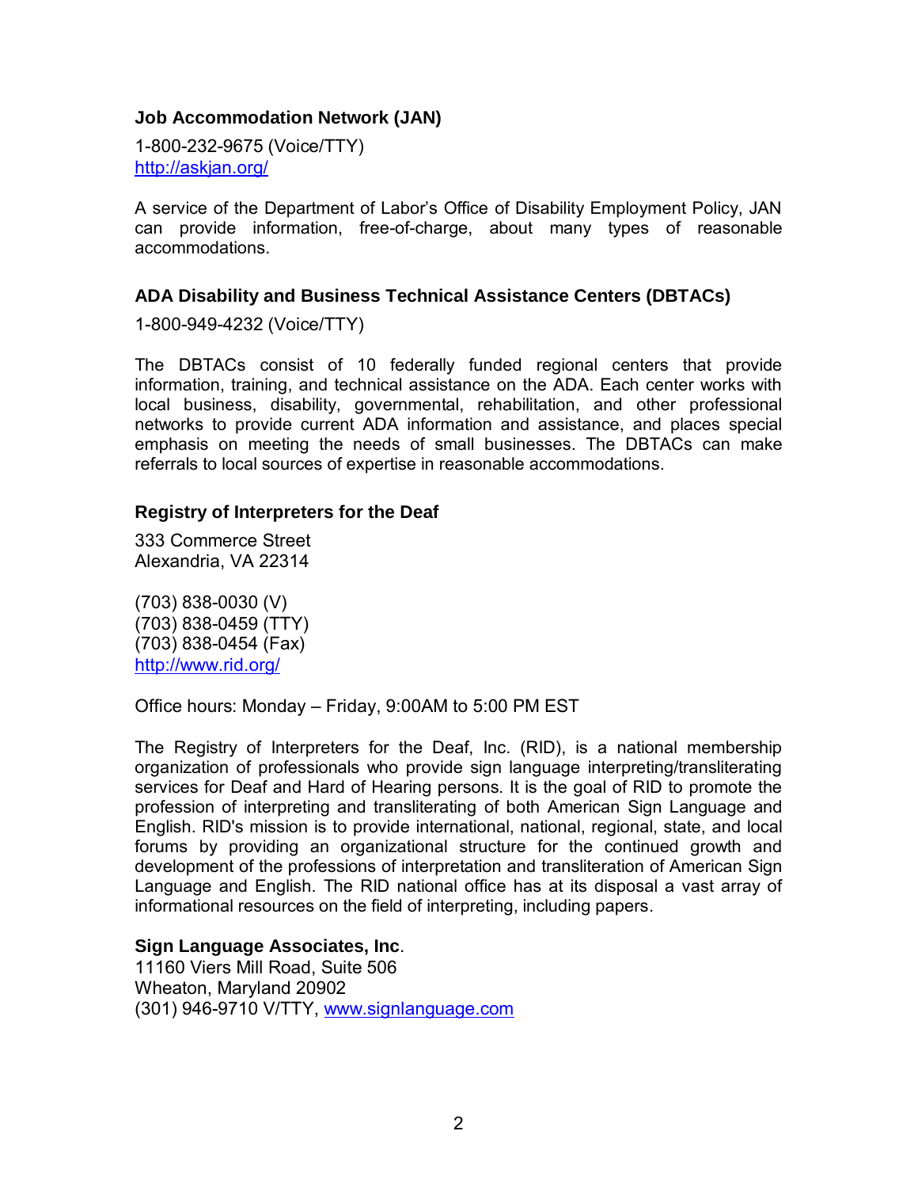**Job Accommodation Network (JAN)**

1-800-232-9675 (Voice/TTY)
http://askjan.org/

A service of the Department of Labor's Office of Disability Employment Policy, JAN can provide information, free-of-charge, about many types of reasonable accommodations.

**ADA Disability and Business Technical Assistance Centers (DBTACs)**

1-800-949-4232 (Voice/TTY)

The DBTACs consist of 10 federally funded regional centers that provide information, training, and technical assistance on the ADA. Each center works with local business, disability, governmental, rehabilitation, and other professional networks to provide current ADA information and assistance, and places special emphasis on meeting the needs of small businesses. The DBTACs can make referrals to local sources of expertise in reasonable accommodations.

**Registry of Interpreters for the Deaf**

333 Commerce Street
Alexandria, VA 22314

(703) 838-0030 (V)
(703) 838-0459 (TTY)
(703) 838-0454 (Fax)
http://www.rid.org/

Office hours: Monday – Friday, 9:00AM to 5:00 PM EST

The Registry of Interpreters for the Deaf, Inc. (RID), is a national membership organization of professionals who provide sign language interpreting/transliterating services for Deaf and Hard of Hearing persons. It is the goal of RID to promote the profession of interpreting and transliterating of both American Sign Language and English. RID's mission is to provide international, national, regional, state, and local forums by providing an organizational structure for the continued growth and development of the professions of interpretation and transliteration of American Sign Language and English. The RID national office has at its disposal a vast array of informational resources on the field of interpreting, including papers.

**Sign Language Associates, Inc**.
11160 Viers Mill Road, Suite 506
Wheaton, Maryland 20902
(301) 946-9710 V/TTY, www.signlanguage.com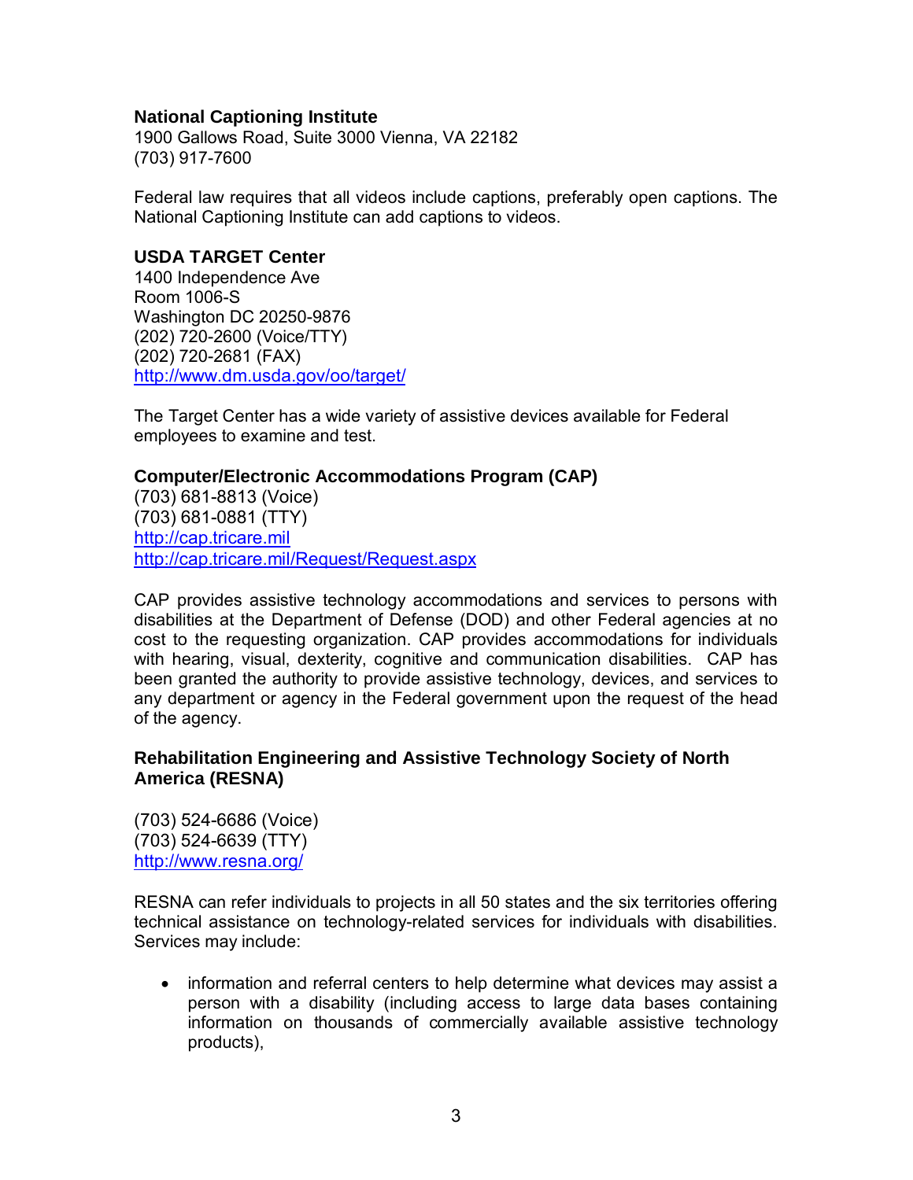**National Captioning Institute**
1900 Gallows Road, Suite 3000 Vienna, VA 22182
(703) 917-7600

Federal law requires that all videos include captions, preferably open captions. The National Captioning Institute can add captions to videos.

**USDA TARGET Center**
1400 Independence Ave
Room 1006-S
Washington DC 20250-9876
(202) 720-2600 (Voice/TTY)
(202) 720-2681 (FAX)
http://www.dm.usda.gov/oo/target/

The Target Center has a wide variety of assistive devices available for Federal employees to examine and test.

**Computer/Electronic Accommodations Program (CAP)**
(703) 681-8813 (Voice)
(703) 681-0881 (TTY)
http://cap.tricare.mil
http://cap.tricare.mil/Request/Request.aspx

CAP provides assistive technology accommodations and services to persons with disabilities at the Department of Defense (DOD) and other Federal agencies at no cost to the requesting organization. CAP provides accommodations for individuals with hearing, visual, dexterity, cognitive and communication disabilities. CAP has been granted the authority to provide assistive technology, devices, and services to any department or agency in the Federal government upon the request of the head of the agency.

**Rehabilitation Engineering and Assistive Technology Society of North America (RESNA)**

(703) 524-6686 (Voice)
(703) 524-6639 (TTY)
http://www.resna.org/

RESNA can refer individuals to projects in all 50 states and the six territories offering technical assistance on technology-related services for individuals with disabilities. Services may include:

- information and referral centers to help determine what devices may assist a person with a disability (including access to large data bases containing information on thousands of commercially available assistive technology products),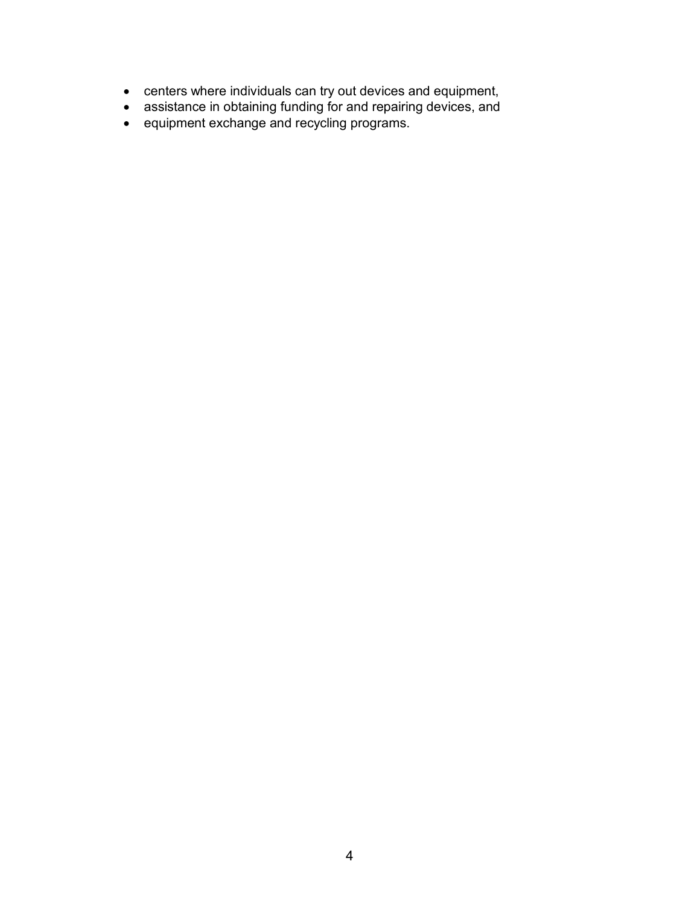- centers where individuals can try out devices and equipment,
- assistance in obtaining funding for and repairing devices, and
- equipment exchange and recycling programs.